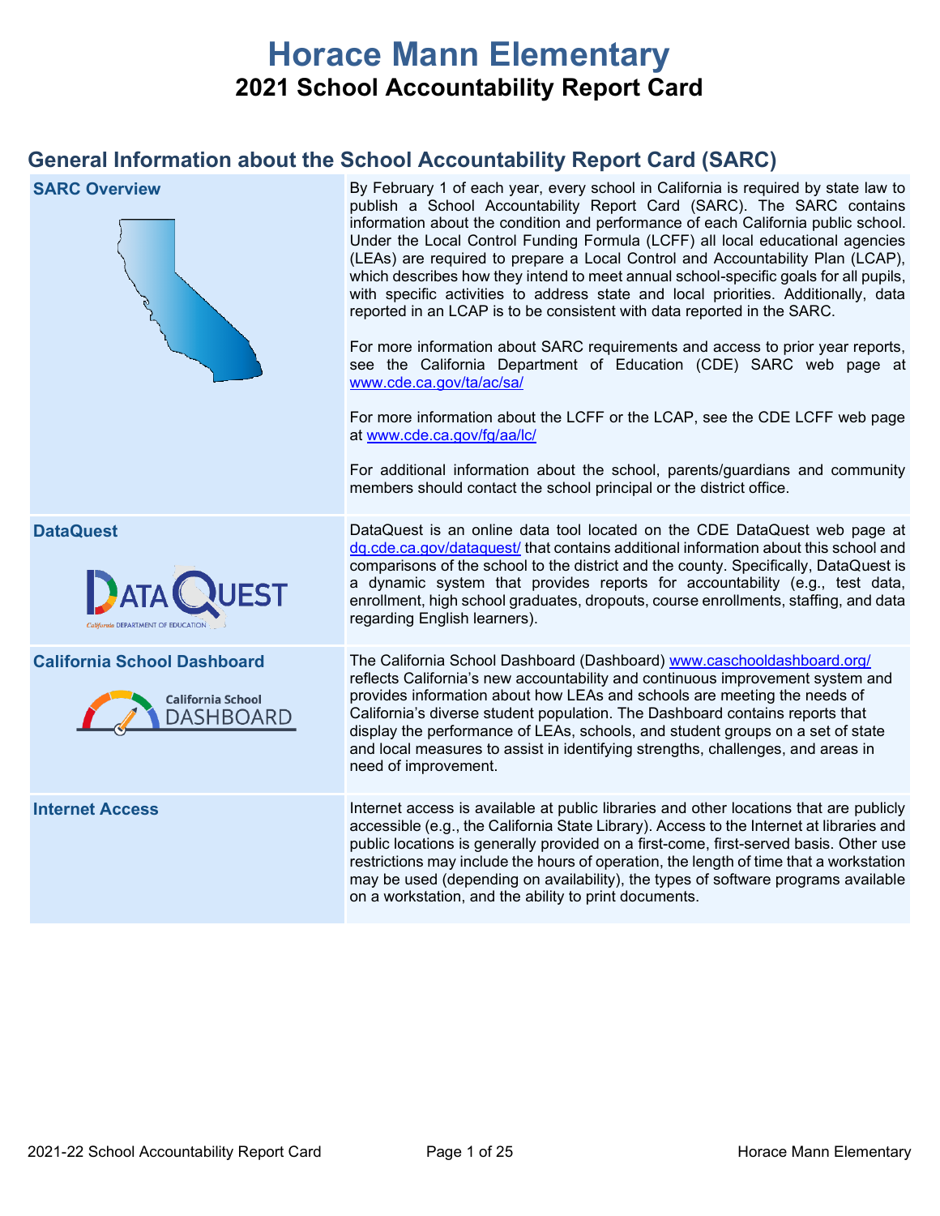# Horace Mann Elementary

## 2021 School Accountability Report Card

## General Information about the School Accountability Report Card (SARC)

| | |
|---|---|
| **SARC Overview** | By February 1 of each year, every school in California is required by state law to publish a School Accountability Report Card (SARC). The SARC contains information about the condition and performance of each California public school. Under the Local Control Funding Formula (LCFF) all local educational agencies (LEAs) are required to prepare a Local Control and Accountability Plan (LCAP), which describes how they intend to meet annual school-specific goals for all pupils, with specific activities to address state and local priorities. Additionally, data reported in an LCAP is to be consistent with data reported in the SARC.<br><br>For more information about SARC requirements and access to prior year reports, see the California Department of Education (CDE) SARC web page at www.cde.ca.gov/ta/ac/sa/<br><br>For more information about the LCFF or the LCAP, see the CDE LCFF web page at www.cde.ca.gov/fg/aa/lc/<br><br>For additional information about the school, parents/guardians and community members should contact the school principal or the district office. |
| **DataQuest** | DataQuest is an online data tool located on the CDE DataQuest web page at dq.cde.ca.gov/dataquest/ that contains additional information about this school and comparisons of the school to the district and the county. Specifically, DataQuest is a dynamic system that provides reports for accountability (e.g., test data, enrollment, high school graduates, dropouts, course enrollments, staffing, and data regarding English learners). |
| **California School Dashboard** | The California School Dashboard (Dashboard) www.caschooldashboard.org/ reflects California's new accountability and continuous improvement system and provides information about how LEAs and schools are meeting the needs of California's diverse student population. The Dashboard contains reports that display the performance of LEAs, schools, and student groups on a set of state and local measures to assist in identifying strengths, challenges, and areas in need of improvement. |
| **Internet Access** | Internet access is available at public libraries and other locations that are publicly accessible (e.g., the California State Library). Access to the Internet at libraries and public locations is generally provided on a first-come, first-served basis. Other use restrictions may include the hours of operation, the length of time that a workstation may be used (depending on availability), the types of software programs available on a workstation, and the ability to print documents. |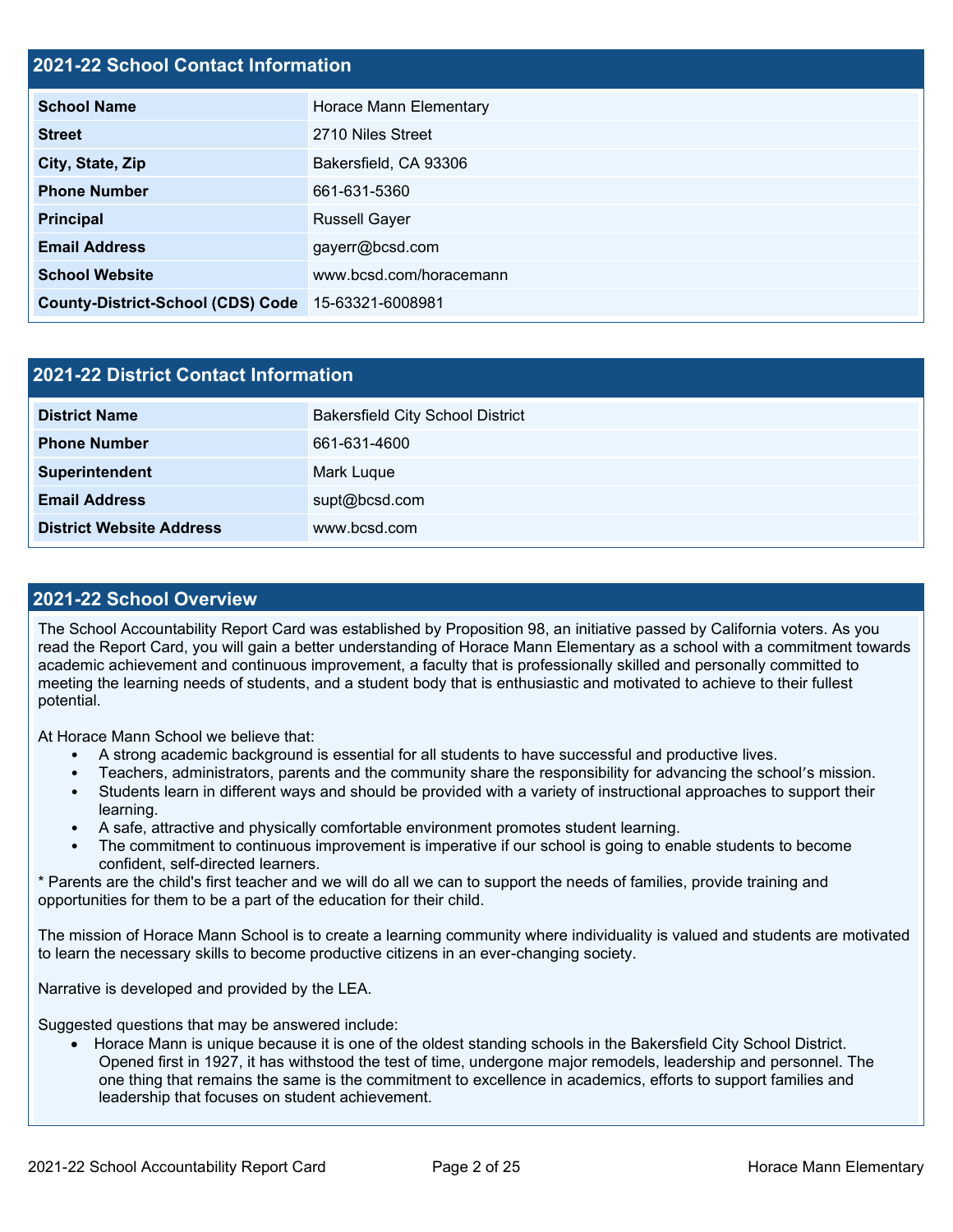## 2021-22 School Contact Information

| | |
|---|---|
| **School Name** | Horace Mann Elementary |
| **Street** | 2710 Niles Street |
| **City, State, Zip** | Bakersfield, CA 93306 |
| **Phone Number** | 661-631-5360 |
| **Principal** | Russell Gayer |
| **Email Address** | gayerr@bcsd.com |
| **School Website** | www.bcsd.com/horacemann |
| **County-District-School (CDS) Code** | 15-63321-6008981 |

## 2021-22 District Contact Information

| | |
|---|---|
| **District Name** | Bakersfield City School District |
| **Phone Number** | 661-631-4600 |
| **Superintendent** | Mark Luque |
| **Email Address** | supt@bcsd.com |
| **District Website Address** | www.bcsd.com |

## 2021-22 School Overview

The School Accountability Report Card was established by Proposition 98, an initiative passed by California voters. As you read the Report Card, you will gain a better understanding of Horace Mann Elementary as a school with a commitment towards academic achievement and continuous improvement, a faculty that is professionally skilled and personally committed to meeting the learning needs of students, and a student body that is enthusiastic and motivated to achieve to their fullest potential.

At Horace Mann School we believe that:

- A strong academic background is essential for all students to have successful and productive lives.
- Teachers, administrators, parents and the community share the responsibility for advancing the school's mission.
- Students learn in different ways and should be provided with a variety of instructional approaches to support their learning.
- A safe, attractive and physically comfortable environment promotes student learning.
- The commitment to continuous improvement is imperative if our school is going to enable students to become confident, self-directed learners.

* Parents are the child's first teacher and we will do all we can to support the needs of families, provide training and opportunities for them to be a part of the education for their child.

The mission of Horace Mann School is to create a learning community where individuality is valued and students are motivated to learn the necessary skills to become productive citizens in an ever-changing society.

Narrative is developed and provided by the LEA.

Suggested questions that may be answered include:

- Horace Mann is unique because it is one of the oldest standing schools in the Bakersfield City School District. Opened first in 1927, it has withstood the test of time, undergone major remodels, leadership and personnel. The one thing that remains the same is the commitment to excellence in academics, efforts to support families and leadership that focuses on student achievement.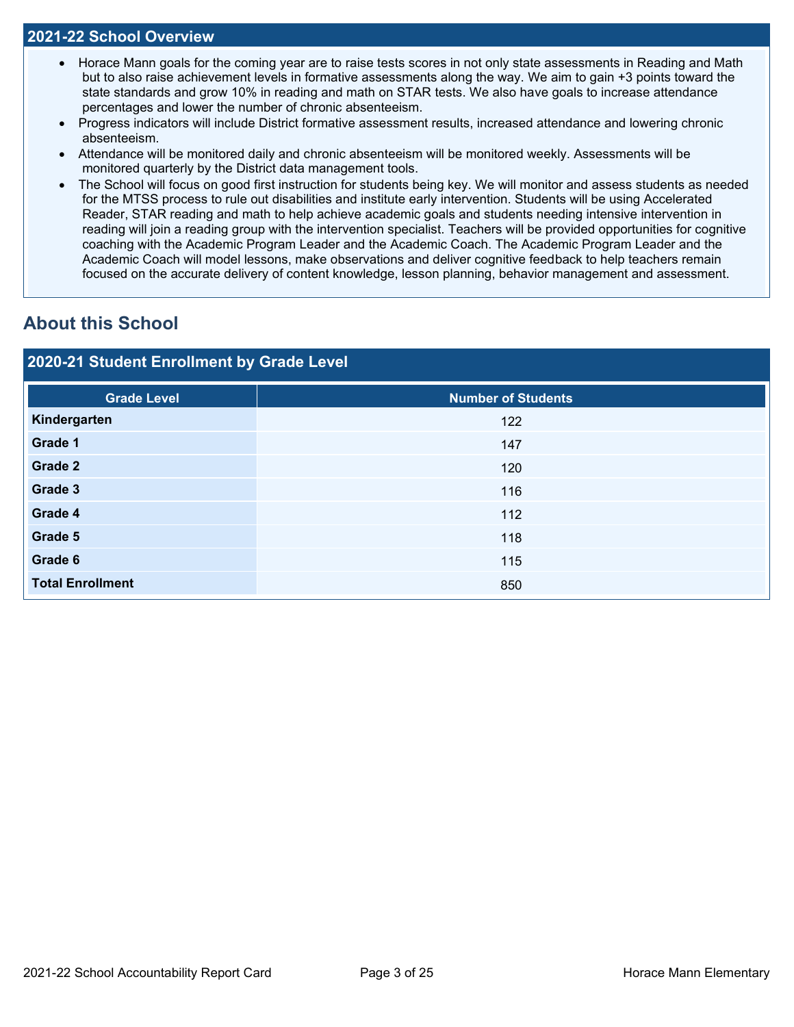## 2021-22 School Overview

- Horace Mann goals for the coming year are to raise tests scores in not only state assessments in Reading and Math but to also raise achievement levels in formative assessments along the way. We aim to gain +3 points toward the state standards and grow 10% in reading and math on STAR tests. We also have goals to increase attendance percentages and lower the number of chronic absenteeism.
- Progress indicators will include District formative assessment results, increased attendance and lowering chronic absenteeism.
- Attendance will be monitored daily and chronic absenteeism will be monitored weekly. Assessments will be monitored quarterly by the District data management tools.
- The School will focus on good first instruction for students being key. We will monitor and assess students as needed for the MTSS process to rule out disabilities and institute early intervention. Students will be using Accelerated Reader, STAR reading and math to help achieve academic goals and students needing intensive intervention in reading will join a reading group with the intervention specialist. Teachers will be provided opportunities for cognitive coaching with the Academic Program Leader and the Academic Coach. The Academic Program Leader and the Academic Coach will model lessons, make observations and deliver cognitive feedback to help teachers remain focused on the accurate delivery of content knowledge, lesson planning, behavior management and assessment.

## About this School

### 2020-21 Student Enrollment by Grade Level

| Grade Level | Number of Students |
|---|---|
| **Kindergarten** | 122 |
| **Grade 1** | 147 |
| **Grade 2** | 120 |
| **Grade 3** | 116 |
| **Grade 4** | 112 |
| **Grade 5** | 118 |
| **Grade 6** | 115 |
| **Total Enrollment** | 850 |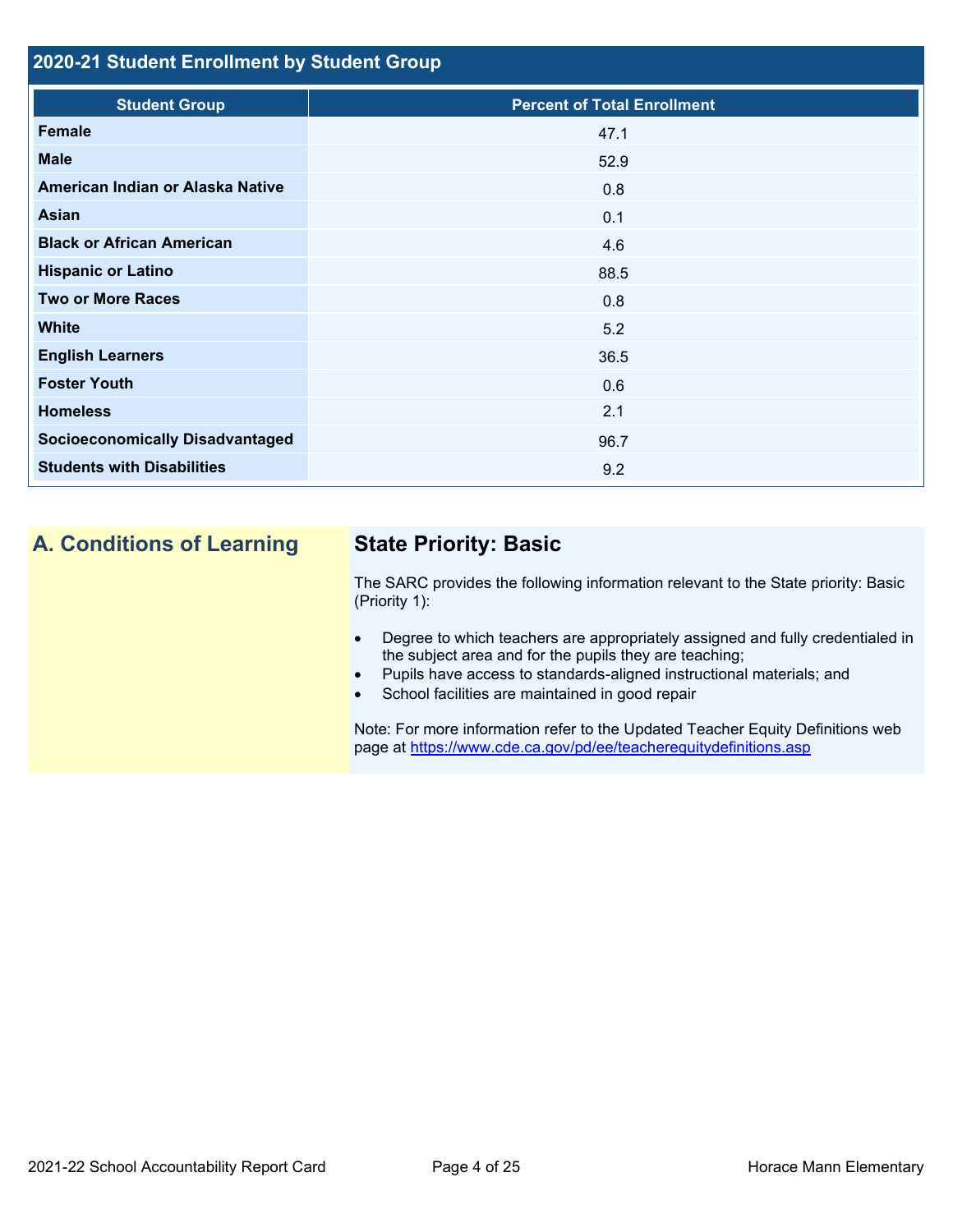## 2020-21 Student Enrollment by Student Group

| Student Group | Percent of Total Enrollment |
|---|---|
| **Female** | 47.1 |
| **Male** | 52.9 |
| **American Indian or Alaska Native** | 0.8 |
| **Asian** | 0.1 |
| **Black or African American** | 4.6 |
| **Hispanic or Latino** | 88.5 |
| **Two or More Races** | 0.8 |
| **White** | 5.2 |
| **English Learners** | 36.5 |
| **Foster Youth** | 0.6 |
| **Homeless** | 2.1 |
| **Socioeconomically Disadvantaged** | 96.7 |
| **Students with Disabilities** | 9.2 |

## A. Conditions of Learning

### State Priority: Basic

The SARC provides the following information relevant to the State priority: Basic (Priority 1):

- Degree to which teachers are appropriately assigned and fully credentialed in the subject area and for the pupils they are teaching;
- Pupils have access to standards-aligned instructional materials; and
- School facilities are maintained in good repair

Note: For more information refer to the Updated Teacher Equity Definitions web page at https://www.cde.ca.gov/pd/ee/teacherequitydefinitions.asp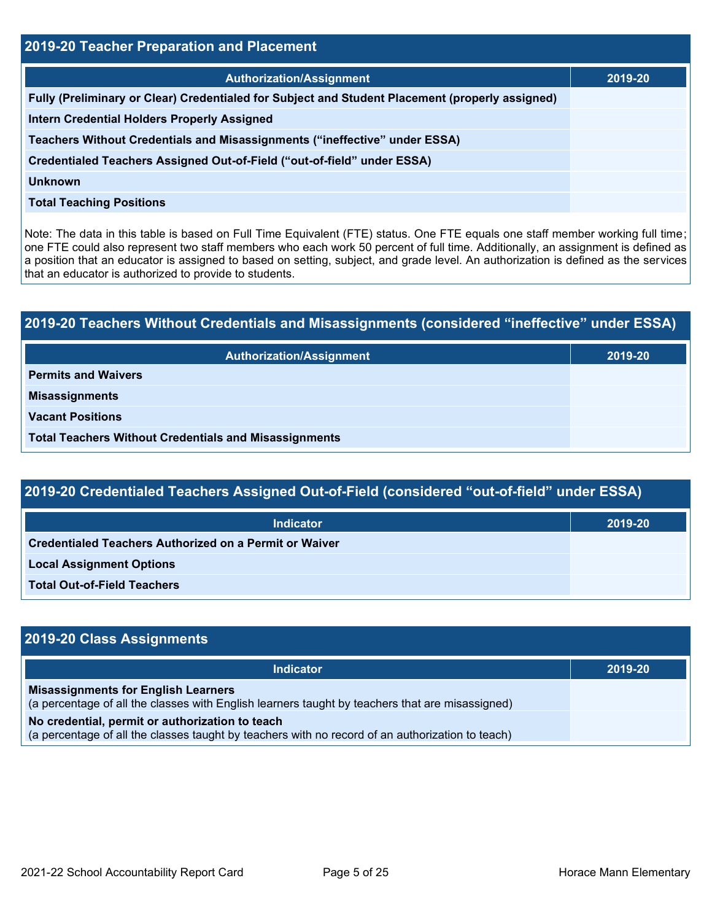## 2019-20 Teacher Preparation and Placement

| Authorization/Assignment | 2019-20 |
| --- | --- |
| Fully (Preliminary or Clear) Credentialed for Subject and Student Placement (properly assigned) | |
| Intern Credential Holders Properly Assigned | |
| Teachers Without Credentials and Misassignments (“ineffective” under ESSA) | |
| Credentialed Teachers Assigned Out-of-Field (“out-of-field” under ESSA) | |
| Unknown | |
| Total Teaching Positions | |

Note: The data in this table is based on Full Time Equivalent (FTE) status. One FTE equals one staff member working full time; one FTE could also represent two staff members who each work 50 percent of full time. Additionally, an assignment is defined as a position that an educator is assigned to based on setting, subject, and grade level. An authorization is defined as the services that an educator is authorized to provide to students.

## 2019-20 Teachers Without Credentials and Misassignments (considered “ineffective” under ESSA)

| Authorization/Assignment | 2019-20 |
| --- | --- |
| Permits and Waivers | |
| Misassignments | |
| Vacant Positions | |
| Total Teachers Without Credentials and Misassignments | |

## 2019-20 Credentialed Teachers Assigned Out-of-Field (considered “out-of-field” under ESSA)

| Indicator | 2019-20 |
| --- | --- |
| Credentialed Teachers Authorized on a Permit or Waiver | |
| Local Assignment Options | |
| Total Out-of-Field Teachers | |

## 2019-20 Class Assignments

| Indicator | 2019-20 |
| --- | --- |
| **Misassignments for English Learners** (a percentage of all the classes with English learners taught by teachers that are misassigned) | |
| **No credential, permit or authorization to teach** (a percentage of all the classes taught by teachers with no record of an authorization to teach) | |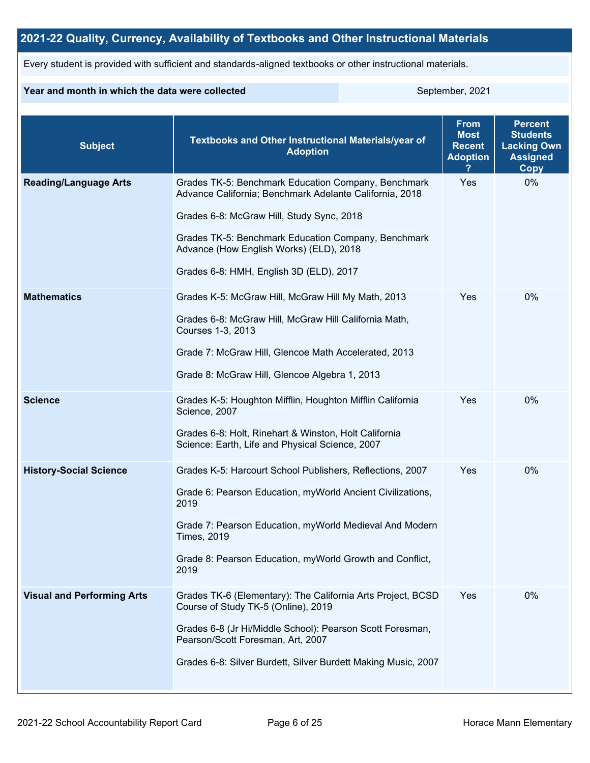## 2021-22 Quality, Currency, Availability of Textbooks and Other Instructional Materials

Every student is provided with sufficient and standards-aligned textbooks or other instructional materials.

| Year and month in which the data were collected | September, 2021 |
|---|---|

| Subject | Textbooks and Other Instructional Materials/year of Adoption | From Most Recent Adoption ? | Percent Students Lacking Own Assigned Copy |
|---|---|---|---|
| **Reading/Language Arts** | Grades TK-5: Benchmark Education Company, Benchmark Advance California; Benchmark Adelante California, 2018<br><br>Grades 6-8: McGraw Hill, Study Sync, 2018<br><br>Grades TK-5: Benchmark Education Company, Benchmark Advance (How English Works) (ELD), 2018<br><br>Grades 6-8: HMH, English 3D (ELD), 2017 | Yes | 0% |
| **Mathematics** | Grades K-5: McGraw Hill, McGraw Hill My Math, 2013<br><br>Grades 6-8: McGraw Hill, McGraw Hill California Math, Courses 1-3, 2013<br><br>Grade 7: McGraw Hill, Glencoe Math Accelerated, 2013<br><br>Grade 8: McGraw Hill, Glencoe Algebra 1, 2013 | Yes | 0% |
| **Science** | Grades K-5: Houghton Mifflin, Houghton Mifflin California Science, 2007<br><br>Grades 6-8: Holt, Rinehart & Winston, Holt California Science: Earth, Life and Physical Science, 2007 | Yes | 0% |
| **History-Social Science** | Grades K-5: Harcourt School Publishers, Reflections, 2007<br><br>Grade 6: Pearson Education, myWorld Ancient Civilizations, 2019<br><br>Grade 7: Pearson Education, myWorld Medieval And Modern Times, 2019<br><br>Grade 8: Pearson Education, myWorld Growth and Conflict, 2019 | Yes | 0% |
| **Visual and Performing Arts** | Grades TK-6 (Elementary): The California Arts Project, BCSD Course of Study TK-5 (Online), 2019<br><br>Grades 6-8 (Jr Hi/Middle School): Pearson Scott Foresman, Pearson/Scott Foresman, Art, 2007<br><br>Grades 6-8: Silver Burdett, Silver Burdett Making Music, 2007 | Yes | 0% |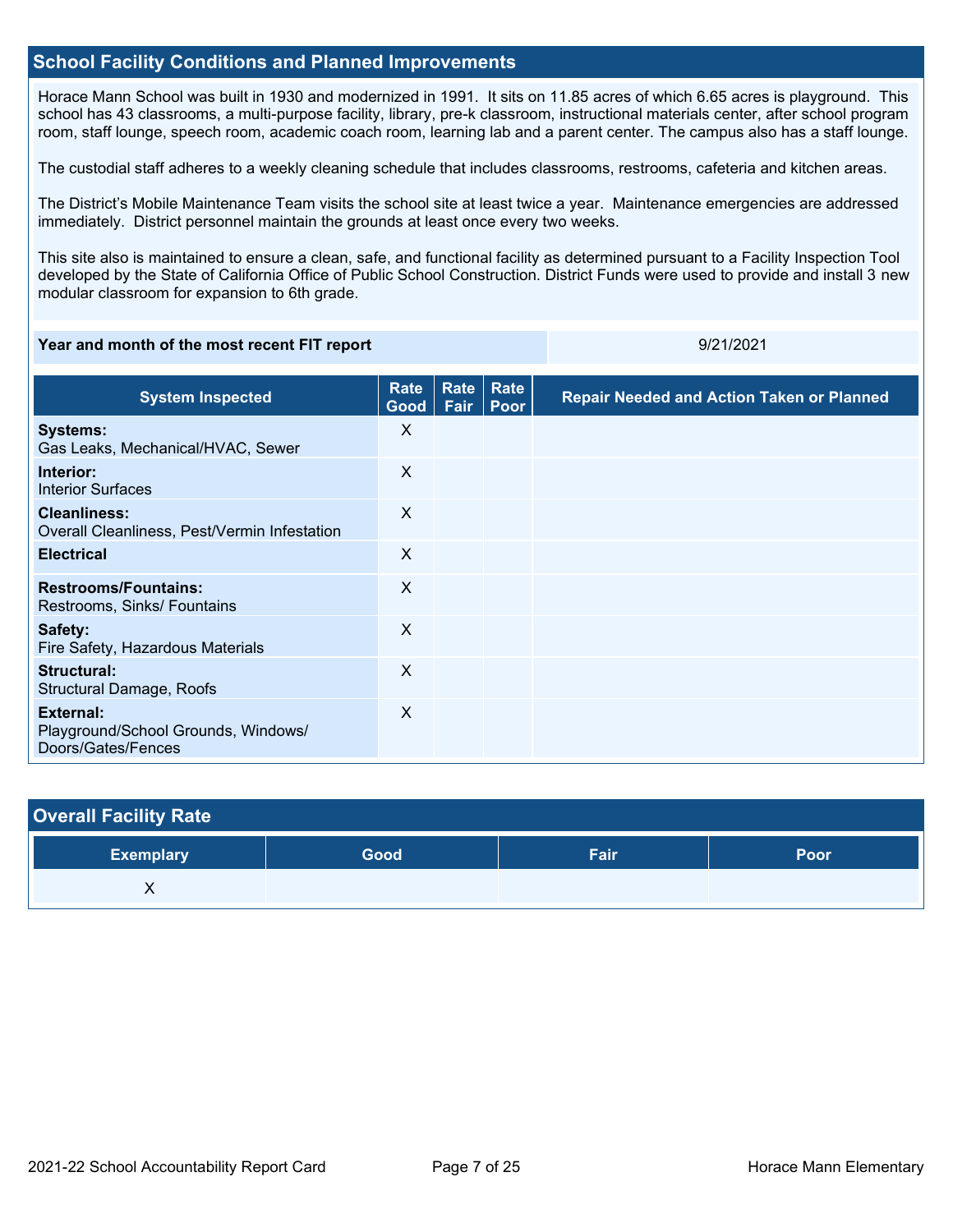## School Facility Conditions and Planned Improvements

Horace Mann School was built in 1930 and modernized in 1991. It sits on 11.85 acres of which 6.65 acres is playground. This school has 43 classrooms, a multi-purpose facility, library, pre-k classroom, instructional materials center, after school program room, staff lounge, speech room, academic coach room, learning lab and a parent center. The campus also has a staff lounge.

The custodial staff adheres to a weekly cleaning schedule that includes classrooms, restrooms, cafeteria and kitchen areas.

The District's Mobile Maintenance Team visits the school site at least twice a year. Maintenance emergencies are addressed immediately. District personnel maintain the grounds at least once every two weeks.

This site also is maintained to ensure a clean, safe, and functional facility as determined pursuant to a Facility Inspection Tool developed by the State of California Office of Public School Construction. District Funds were used to provide and install 3 new modular classroom for expansion to 6th grade.

| Year and month of the most recent FIT report | 9/21/2021 |
|---|---|

| System Inspected | Rate Good | Rate Fair | Rate Poor | Repair Needed and Action Taken or Planned |
|---|---|---|---|---|
| **Systems:** Gas Leaks, Mechanical/HVAC, Sewer | X | | | |
| **Interior:** Interior Surfaces | X | | | |
| **Cleanliness:** Overall Cleanliness, Pest/Vermin Infestation | X | | | |
| **Electrical** | X | | | |
| **Restrooms/Fountains:** Restrooms, Sinks/ Fountains | X | | | |
| **Safety:** Fire Safety, Hazardous Materials | X | | | |
| **Structural:** Structural Damage, Roofs | X | | | |
| **External:** Playground/School Grounds, Windows/ Doors/Gates/Fences | X | | | |

## Overall Facility Rate

| Exemplary | Good | Fair | Poor |
|---|---|---|---|
| X | | | |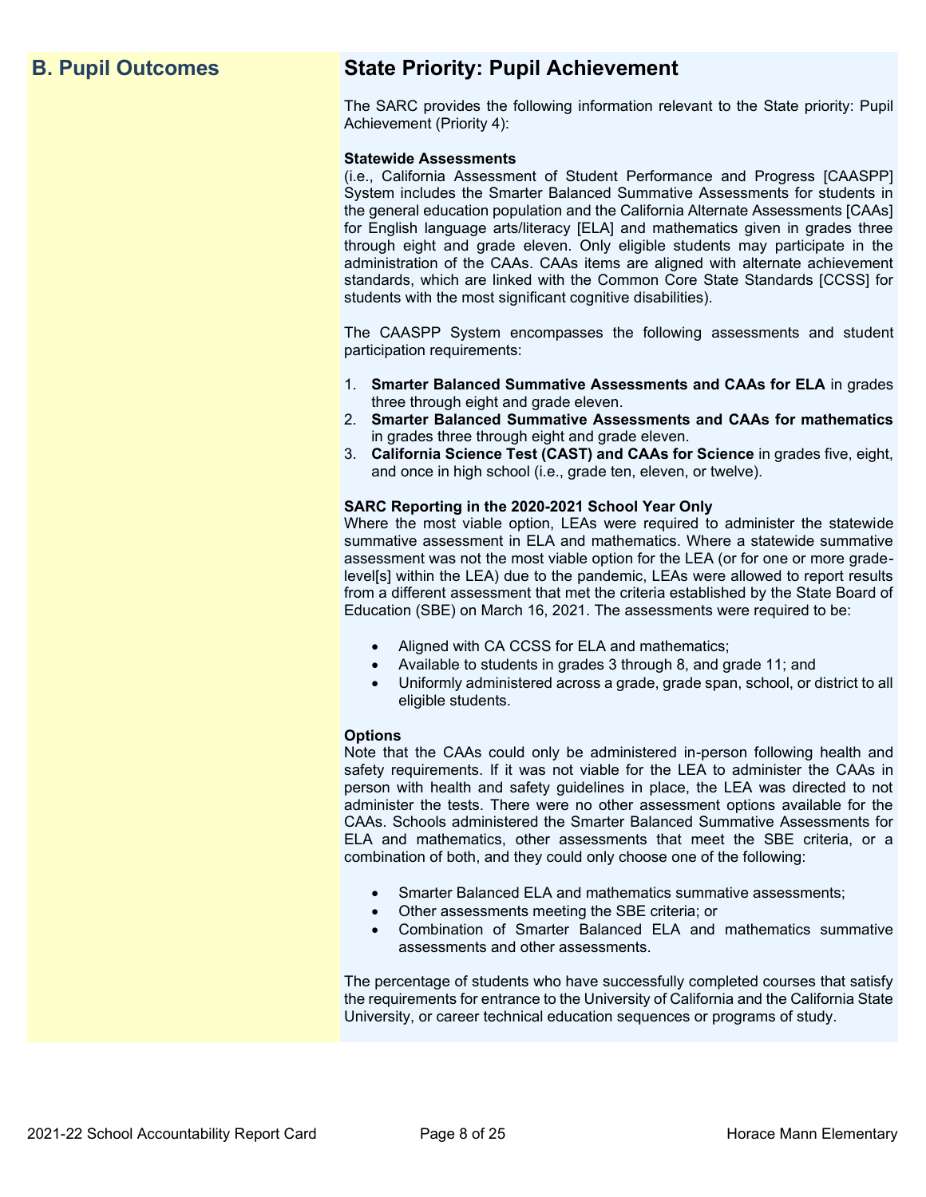## B. Pupil Outcomes

### State Priority: Pupil Achievement

The SARC provides the following information relevant to the State priority: Pupil Achievement (Priority 4):

**Statewide Assessments**
(i.e., California Assessment of Student Performance and Progress [CAASPP] System includes the Smarter Balanced Summative Assessments for students in the general education population and the California Alternate Assessments [CAAs] for English language arts/literacy [ELA] and mathematics given in grades three through eight and grade eleven. Only eligible students may participate in the administration of the CAAs. CAAs items are aligned with alternate achievement standards, which are linked with the Common Core State Standards [CCSS] for students with the most significant cognitive disabilities).

The CAASPP System encompasses the following assessments and student participation requirements:

1. **Smarter Balanced Summative Assessments and CAAs for ELA** in grades three through eight and grade eleven.
2. **Smarter Balanced Summative Assessments and CAAs for mathematics** in grades three through eight and grade eleven.
3. **California Science Test (CAST) and CAAs for Science** in grades five, eight, and once in high school (i.e., grade ten, eleven, or twelve).

**SARC Reporting in the 2020-2021 School Year Only**
Where the most viable option, LEAs were required to administer the statewide summative assessment in ELA and mathematics. Where a statewide summative assessment was not the most viable option for the LEA (or for one or more grade-level[s] within the LEA) due to the pandemic, LEAs were allowed to report results from a different assessment that met the criteria established by the State Board of Education (SBE) on March 16, 2021. The assessments were required to be:

- Aligned with CA CCSS for ELA and mathematics;
- Available to students in grades 3 through 8, and grade 11; and
- Uniformly administered across a grade, grade span, school, or district to all eligible students.

**Options**
Note that the CAAs could only be administered in-person following health and safety requirements. If it was not viable for the LEA to administer the CAAs in person with health and safety guidelines in place, the LEA was directed to not administer the tests. There were no other assessment options available for the CAAs. Schools administered the Smarter Balanced Summative Assessments for ELA and mathematics, other assessments that meet the SBE criteria, or a combination of both, and they could only choose one of the following:

- Smarter Balanced ELA and mathematics summative assessments;
- Other assessments meeting the SBE criteria; or
- Combination of Smarter Balanced ELA and mathematics summative assessments and other assessments.

The percentage of students who have successfully completed courses that satisfy the requirements for entrance to the University of California and the California State University, or career technical education sequences or programs of study.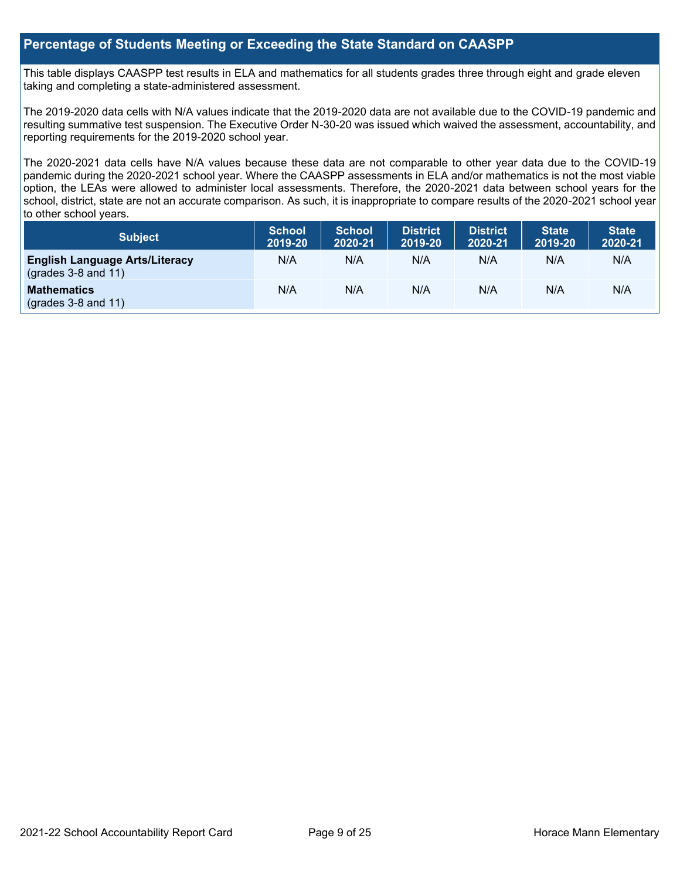## Percentage of Students Meeting or Exceeding the State Standard on CAASPP

This table displays CAASPP test results in ELA and mathematics for all students grades three through eight and grade eleven taking and completing a state-administered assessment.

The 2019-2020 data cells with N/A values indicate that the 2019-2020 data are not available due to the COVID-19 pandemic and resulting summative test suspension. The Executive Order N-30-20 was issued which waived the assessment, accountability, and reporting requirements for the 2019-2020 school year.

The 2020-2021 data cells have N/A values because these data are not comparable to other year data due to the COVID-19 pandemic during the 2020-2021 school year. Where the CAASPP assessments in ELA and/or mathematics is not the most viable option, the LEAs were allowed to administer local assessments. Therefore, the 2020-2021 data between school years for the school, district, state are not an accurate comparison. As such, it is inappropriate to compare results of the 2020-2021 school year to other school years.

| Subject | School 2019-20 | School 2020-21 | District 2019-20 | District 2020-21 | State 2019-20 | State 2020-21 |
|---|---|---|---|---|---|---|
| **English Language Arts/Literacy** (grades 3-8 and 11) | N/A | N/A | N/A | N/A | N/A | N/A |
| **Mathematics** (grades 3-8 and 11) | N/A | N/A | N/A | N/A | N/A | N/A |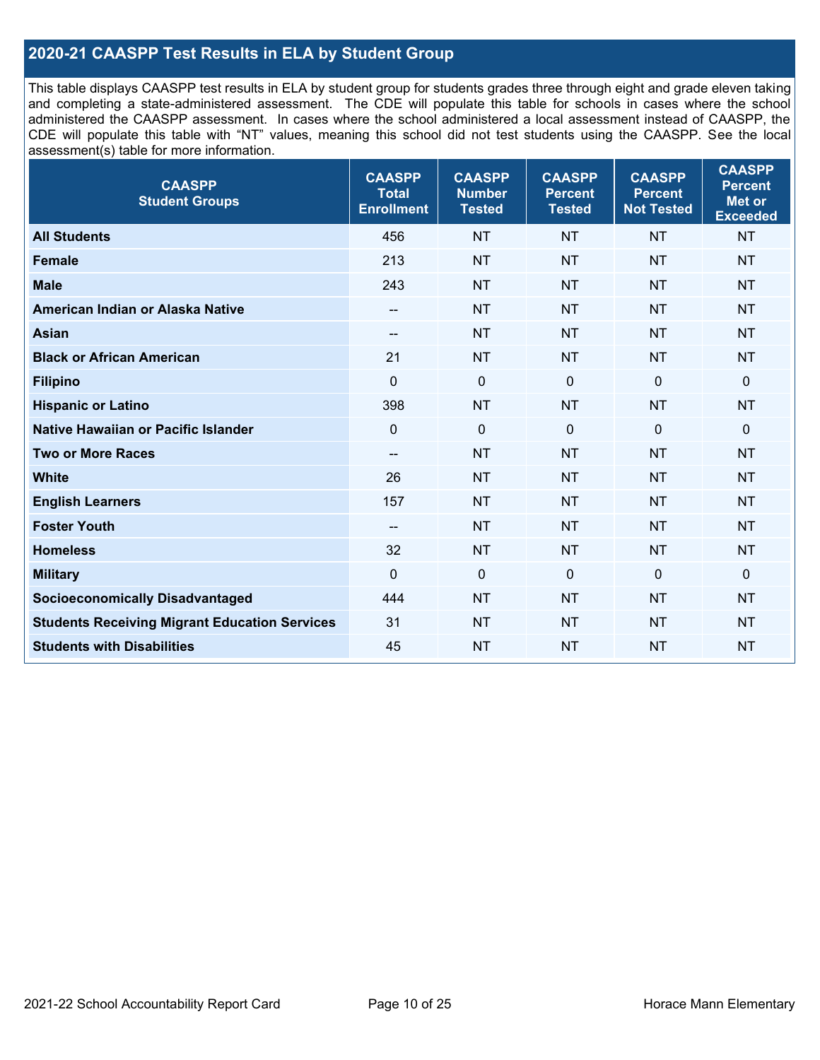## 2020-21 CAASPP Test Results in ELA by Student Group

This table displays CAASPP test results in ELA by student group for students grades three through eight and grade eleven taking and completing a state-administered assessment. The CDE will populate this table for schools in cases where the school administered the CAASPP assessment. In cases where the school administered a local assessment instead of CAASPP, the CDE will populate this table with "NT" values, meaning this school did not test students using the CAASPP. See the local assessment(s) table for more information.

| CAASPP Student Groups | CAASPP Total Enrollment | CAASPP Number Tested | CAASPP Percent Tested | CAASPP Percent Not Tested | CAASPP Percent Met or Exceeded |
|---|---|---|---|---|---|
| **All Students** | 456 | NT | NT | NT | NT |
| **Female** | 213 | NT | NT | NT | NT |
| **Male** | 243 | NT | NT | NT | NT |
| **American Indian or Alaska Native** | -- | NT | NT | NT | NT |
| **Asian** | -- | NT | NT | NT | NT |
| **Black or African American** | 21 | NT | NT | NT | NT |
| **Filipino** | 0 | 0 | 0 | 0 | 0 |
| **Hispanic or Latino** | 398 | NT | NT | NT | NT |
| **Native Hawaiian or Pacific Islander** | 0 | 0 | 0 | 0 | 0 |
| **Two or More Races** | -- | NT | NT | NT | NT |
| **White** | 26 | NT | NT | NT | NT |
| **English Learners** | 157 | NT | NT | NT | NT |
| **Foster Youth** | -- | NT | NT | NT | NT |
| **Homeless** | 32 | NT | NT | NT | NT |
| **Military** | 0 | 0 | 0 | 0 | 0 |
| **Socioeconomically Disadvantaged** | 444 | NT | NT | NT | NT |
| **Students Receiving Migrant Education Services** | 31 | NT | NT | NT | NT |
| **Students with Disabilities** | 45 | NT | NT | NT | NT |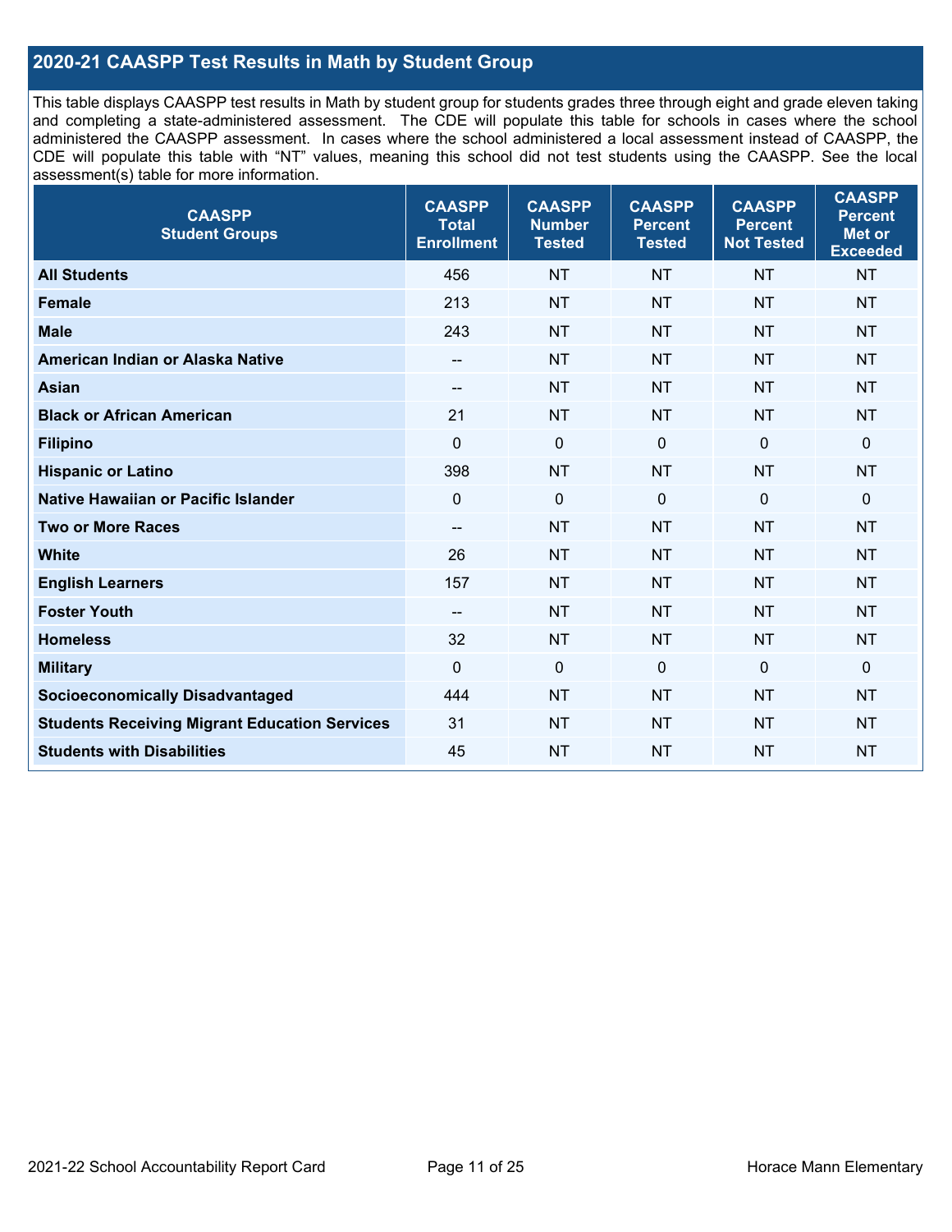## 2020-21 CAASPP Test Results in Math by Student Group

This table displays CAASPP test results in Math by student group for students grades three through eight and grade eleven taking and completing a state-administered assessment. The CDE will populate this table for schools in cases where the school administered the CAASPP assessment. In cases where the school administered a local assessment instead of CAASPP, the CDE will populate this table with "NT" values, meaning this school did not test students using the CAASPP. See the local assessment(s) table for more information.

| CAASPP Student Groups | CAASPP Total Enrollment | CAASPP Number Tested | CAASPP Percent Tested | CAASPP Percent Not Tested | CAASPP Percent Met or Exceeded |
|---|---|---|---|---|---|
| **All Students** | 456 | NT | NT | NT | NT |
| **Female** | 213 | NT | NT | NT | NT |
| **Male** | 243 | NT | NT | NT | NT |
| **American Indian or Alaska Native** | -- | NT | NT | NT | NT |
| **Asian** | -- | NT | NT | NT | NT |
| **Black or African American** | 21 | NT | NT | NT | NT |
| **Filipino** | 0 | 0 | 0 | 0 | 0 |
| **Hispanic or Latino** | 398 | NT | NT | NT | NT |
| **Native Hawaiian or Pacific Islander** | 0 | 0 | 0 | 0 | 0 |
| **Two or More Races** | -- | NT | NT | NT | NT |
| **White** | 26 | NT | NT | NT | NT |
| **English Learners** | 157 | NT | NT | NT | NT |
| **Foster Youth** | -- | NT | NT | NT | NT |
| **Homeless** | 32 | NT | NT | NT | NT |
| **Military** | 0 | 0 | 0 | 0 | 0 |
| **Socioeconomically Disadvantaged** | 444 | NT | NT | NT | NT |
| **Students Receiving Migrant Education Services** | 31 | NT | NT | NT | NT |
| **Students with Disabilities** | 45 | NT | NT | NT | NT |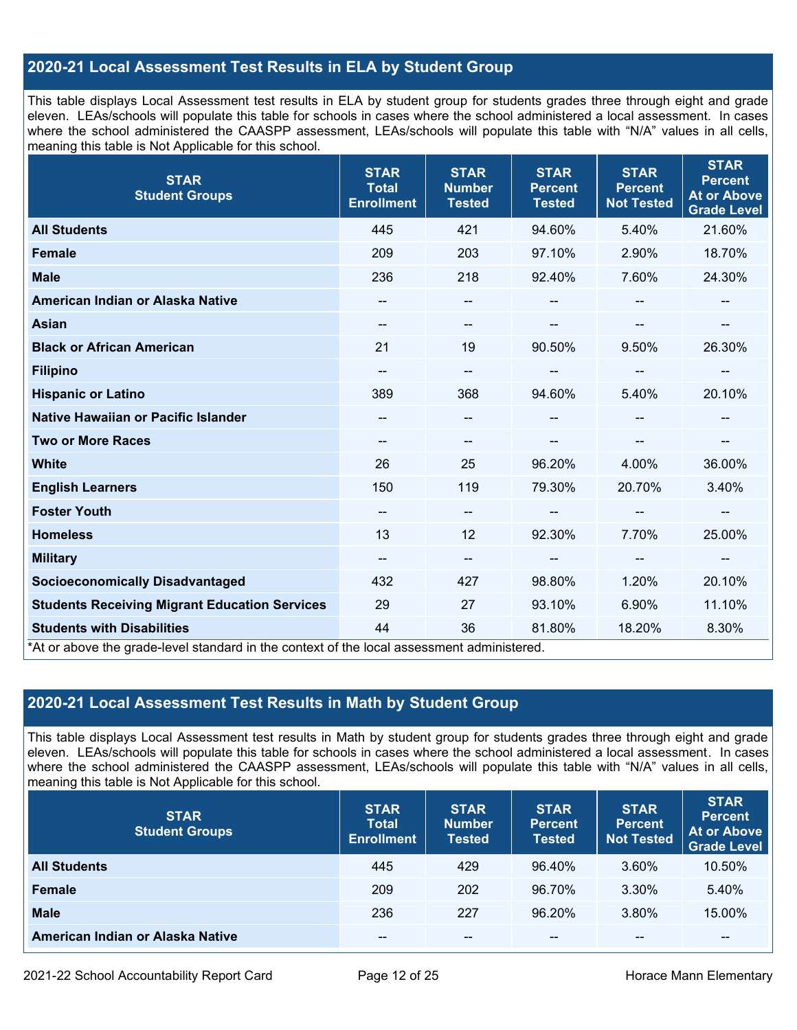## 2020-21 Local Assessment Test Results in ELA by Student Group

This table displays Local Assessment test results in ELA by student group for students grades three through eight and grade eleven. LEAs/schools will populate this table for schools in cases where the school administered a local assessment. In cases where the school administered the CAASPP assessment, LEAs/schools will populate this table with "N/A" values in all cells, meaning this table is Not Applicable for this school.

| STAR Student Groups | STAR Total Enrollment | STAR Number Tested | STAR Percent Tested | STAR Percent Not Tested | STAR Percent At or Above Grade Level |
|---|---|---|---|---|---|
| **All Students** | 445 | 421 | 94.60% | 5.40% | 21.60% |
| **Female** | 209 | 203 | 97.10% | 2.90% | 18.70% |
| **Male** | 236 | 218 | 92.40% | 7.60% | 24.30% |
| **American Indian or Alaska Native** | -- | -- | -- | -- | -- |
| **Asian** | -- | -- | -- | -- | -- |
| **Black or African American** | 21 | 19 | 90.50% | 9.50% | 26.30% |
| **Filipino** | -- | -- | -- | -- | -- |
| **Hispanic or Latino** | 389 | 368 | 94.60% | 5.40% | 20.10% |
| **Native Hawaiian or Pacific Islander** | -- | -- | -- | -- | -- |
| **Two or More Races** | -- | -- | -- | -- | -- |
| **White** | 26 | 25 | 96.20% | 4.00% | 36.00% |
| **English Learners** | 150 | 119 | 79.30% | 20.70% | 3.40% |
| **Foster Youth** | -- | -- | -- | -- | -- |
| **Homeless** | 13 | 12 | 92.30% | 7.70% | 25.00% |
| **Military** | -- | -- | -- | -- | -- |
| **Socioeconomically Disadvantaged** | 432 | 427 | 98.80% | 1.20% | 20.10% |
| **Students Receiving Migrant Education Services** | 29 | 27 | 93.10% | 6.90% | 11.10% |
| **Students with Disabilities** | 44 | 36 | 81.80% | 18.20% | 8.30% |

*At or above the grade-level standard in the context of the local assessment administered.

## 2020-21 Local Assessment Test Results in Math by Student Group

This table displays Local Assessment test results in Math by student group for students grades three through eight and grade eleven. LEAs/schools will populate this table for schools in cases where the school administered a local assessment. In cases where the school administered the CAASPP assessment, LEAs/schools will populate this table with "N/A" values in all cells, meaning this table is Not Applicable for this school.

| STAR Student Groups | STAR Total Enrollment | STAR Number Tested | STAR Percent Tested | STAR Percent Not Tested | STAR Percent At or Above Grade Level |
|---|---|---|---|---|---|
| **All Students** | 445 | 429 | 96.40% | 3.60% | 10.50% |
| **Female** | 209 | 202 | 96.70% | 3.30% | 5.40% |
| **Male** | 236 | 227 | 96.20% | 3.80% | 15.00% |
| **American Indian or Alaska Native** | -- | -- | -- | -- | -- |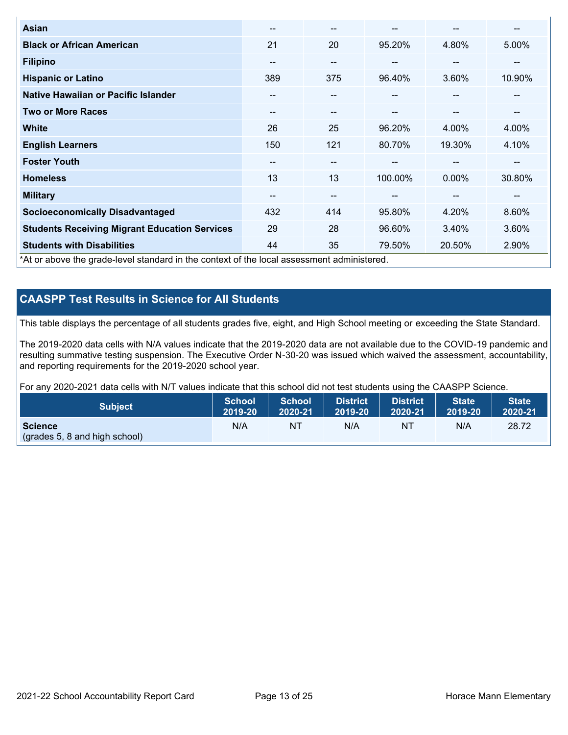| | | | | | |
|---|---|---|---|---|---|
| **Asian** | -- | -- | -- | -- | -- |
| **Black or African American** | 21 | 20 | 95.20% | 4.80% | 5.00% |
| **Filipino** | -- | -- | -- | -- | -- |
| **Hispanic or Latino** | 389 | 375 | 96.40% | 3.60% | 10.90% |
| **Native Hawaiian or Pacific Islander** | -- | -- | -- | -- | -- |
| **Two or More Races** | -- | -- | -- | -- | -- |
| **White** | 26 | 25 | 96.20% | 4.00% | 4.00% |
| **English Learners** | 150 | 121 | 80.70% | 19.30% | 4.10% |
| **Foster Youth** | -- | -- | -- | -- | -- |
| **Homeless** | 13 | 13 | 100.00% | 0.00% | 30.80% |
| **Military** | -- | -- | -- | -- | -- |
| **Socioeconomically Disadvantaged** | 432 | 414 | 95.80% | 4.20% | 8.60% |
| **Students Receiving Migrant Education Services** | 29 | 28 | 96.60% | 3.40% | 3.60% |
| **Students with Disabilities** | 44 | 35 | 79.50% | 20.50% | 2.90% |

*At or above the grade-level standard in the context of the local assessment administered.

## CAASPP Test Results in Science for All Students

This table displays the percentage of all students grades five, eight, and High School meeting or exceeding the State Standard.

The 2019-2020 data cells with N/A values indicate that the 2019-2020 data are not available due to the COVID-19 pandemic and resulting summative testing suspension. The Executive Order N-30-20 was issued which waived the assessment, accountability, and reporting requirements for the 2019-2020 school year.

For any 2020-2021 data cells with N/T values indicate that this school did not test students using the CAASPP Science.

| Subject | School 2019-20 | School 2020-21 | District 2019-20 | District 2020-21 | State 2019-20 | State 2020-21 |
|---|---|---|---|---|---|---|
| **Science** (grades 5, 8 and high school) | N/A | NT | N/A | NT | N/A | 28.72 |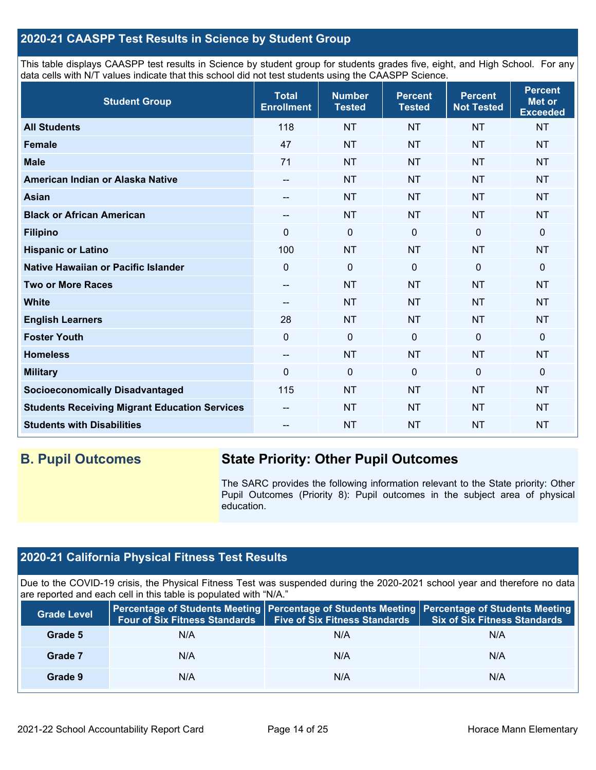## 2020-21 CAASPP Test Results in Science by Student Group

This table displays CAASPP test results in Science by student group for students grades five, eight, and High School. For any data cells with N/T values indicate that this school did not test students using the CAASPP Science.

| Student Group | Total Enrollment | Number Tested | Percent Tested | Percent Not Tested | Percent Met or Exceeded |
|---|---|---|---|---|---|
| **All Students** | 118 | NT | NT | NT | NT |
| **Female** | 47 | NT | NT | NT | NT |
| **Male** | 71 | NT | NT | NT | NT |
| **American Indian or Alaska Native** | -- | NT | NT | NT | NT |
| **Asian** | -- | NT | NT | NT | NT |
| **Black or African American** | -- | NT | NT | NT | NT |
| **Filipino** | 0 | 0 | 0 | 0 | 0 |
| **Hispanic or Latino** | 100 | NT | NT | NT | NT |
| **Native Hawaiian or Pacific Islander** | 0 | 0 | 0 | 0 | 0 |
| **Two or More Races** | -- | NT | NT | NT | NT |
| **White** | -- | NT | NT | NT | NT |
| **English Learners** | 28 | NT | NT | NT | NT |
| **Foster Youth** | 0 | 0 | 0 | 0 | 0 |
| **Homeless** | -- | NT | NT | NT | NT |
| **Military** | 0 | 0 | 0 | 0 | 0 |
| **Socioeconomically Disadvantaged** | 115 | NT | NT | NT | NT |
| **Students Receiving Migrant Education Services** | -- | NT | NT | NT | NT |
| **Students with Disabilities** | -- | NT | NT | NT | NT |

## B. Pupil Outcomes

### State Priority: Other Pupil Outcomes

The SARC provides the following information relevant to the State priority: Other Pupil Outcomes (Priority 8): Pupil outcomes in the subject area of physical education.

## 2020-21 California Physical Fitness Test Results

Due to the COVID-19 crisis, the Physical Fitness Test was suspended during the 2020-2021 school year and therefore no data are reported and each cell in this table is populated with "N/A."

| Grade Level | Percentage of Students Meeting Four of Six Fitness Standards | Percentage of Students Meeting Five of Six Fitness Standards | Percentage of Students Meeting Six of Six Fitness Standards |
|---|---|---|---|
| **Grade 5** | N/A | N/A | N/A |
| **Grade 7** | N/A | N/A | N/A |
| **Grade 9** | N/A | N/A | N/A |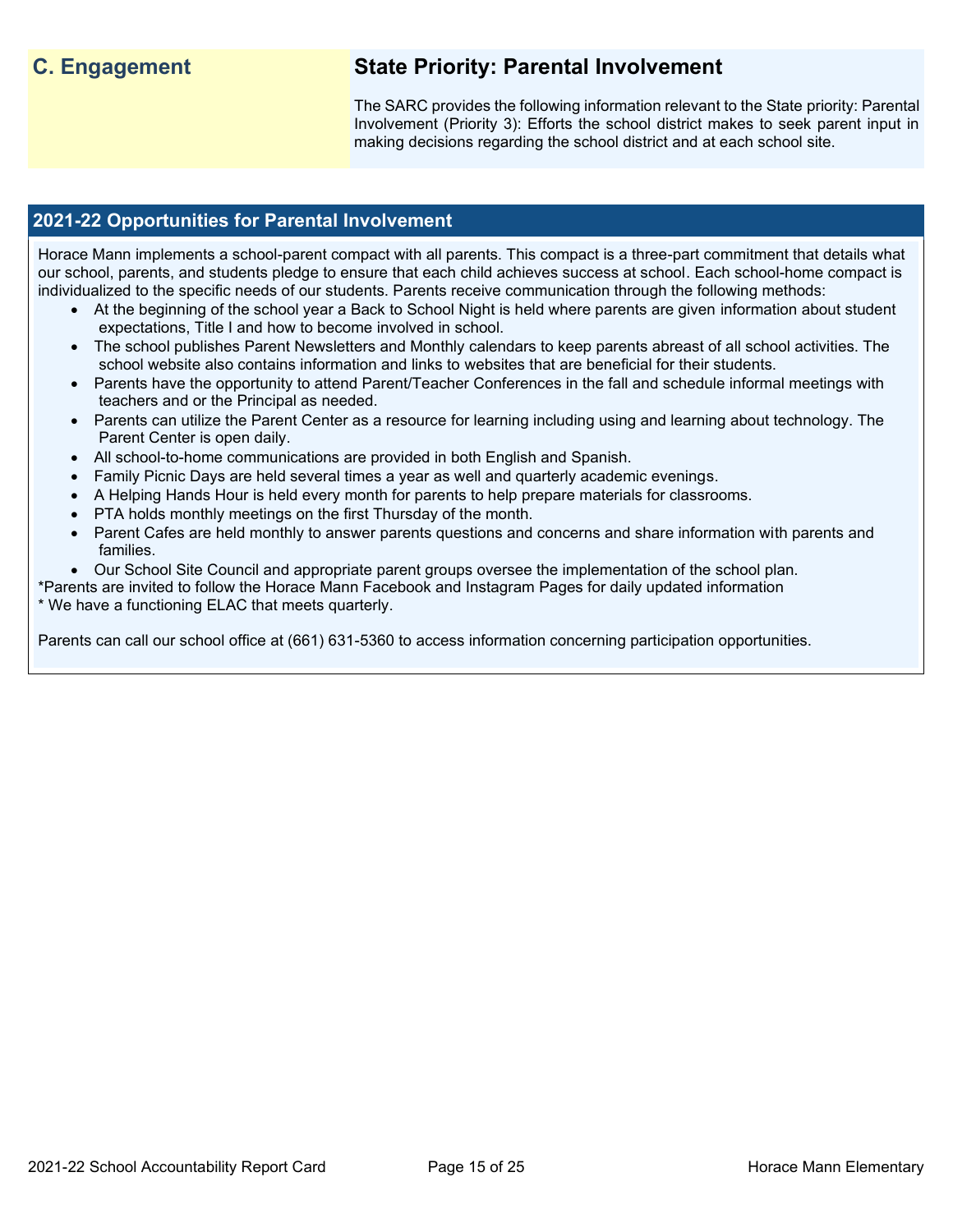## C. Engagement

## State Priority: Parental Involvement

The SARC provides the following information relevant to the State priority: Parental Involvement (Priority 3): Efforts the school district makes to seek parent input in making decisions regarding the school district and at each school site.

### 2021-22 Opportunities for Parental Involvement

Horace Mann implements a school-parent compact with all parents. This compact is a three-part commitment that details what our school, parents, and students pledge to ensure that each child achieves success at school. Each school-home compact is individualized to the specific needs of our students. Parents receive communication through the following methods:

- At the beginning of the school year a Back to School Night is held where parents are given information about student expectations, Title I and how to become involved in school.
- The school publishes Parent Newsletters and Monthly calendars to keep parents abreast of all school activities. The school website also contains information and links to websites that are beneficial for their students.
- Parents have the opportunity to attend Parent/Teacher Conferences in the fall and schedule informal meetings with teachers and or the Principal as needed.
- Parents can utilize the Parent Center as a resource for learning including using and learning about technology. The Parent Center is open daily.
- All school-to-home communications are provided in both English and Spanish.
- Family Picnic Days are held several times a year as well and quarterly academic evenings.
- A Helping Hands Hour is held every month for parents to help prepare materials for classrooms.
- PTA holds monthly meetings on the first Thursday of the month.
- Parent Cafes are held monthly to answer parents questions and concerns and share information with parents and families.
- Our School Site Council and appropriate parent groups oversee the implementation of the school plan.

*Parents are invited to follow the Horace Mann Facebook and Instagram Pages for daily updated information
* We have a functioning ELAC that meets quarterly.

Parents can call our school office at (661) 631-5360 to access information concerning participation opportunities.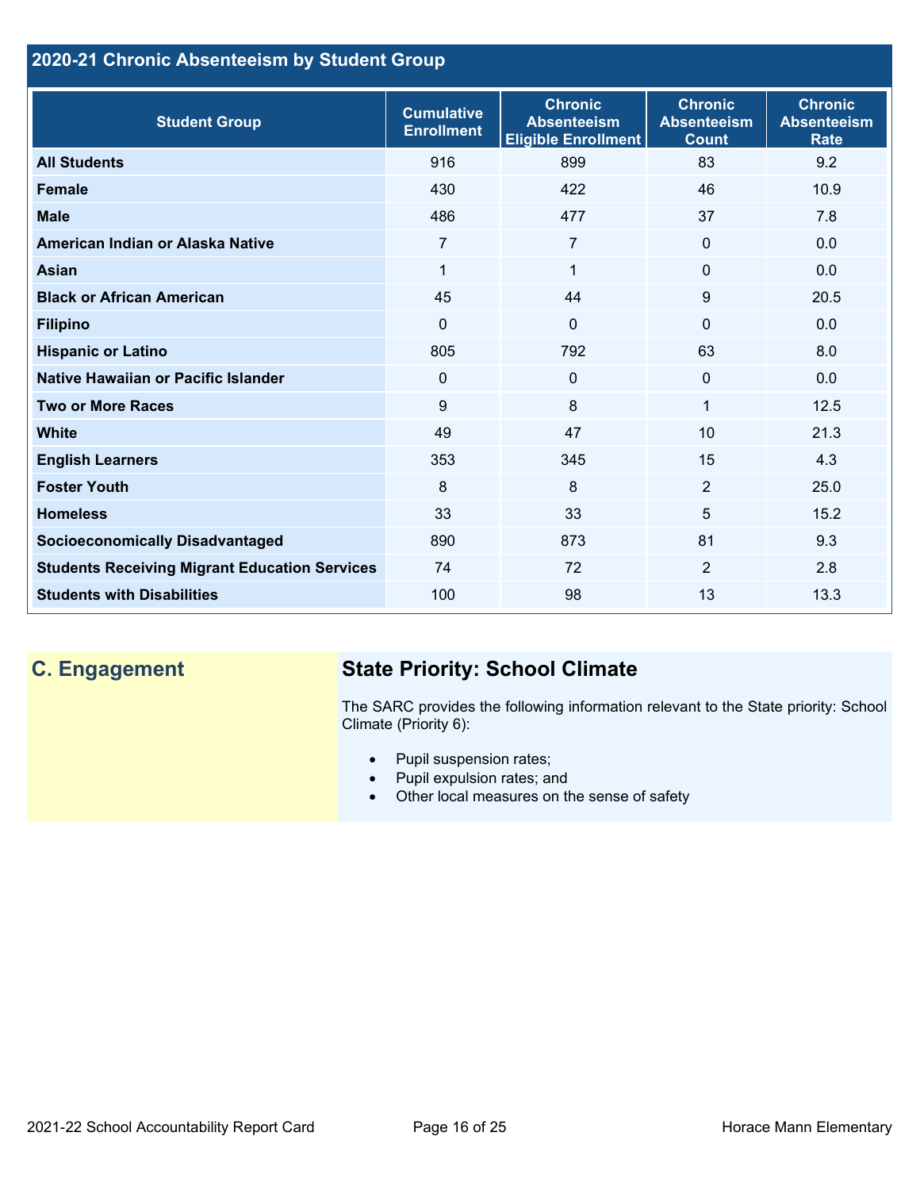## 2020-21 Chronic Absenteeism by Student Group

| Student Group | Cumulative Enrollment | Chronic Absenteeism Eligible Enrollment | Chronic Absenteeism Count | Chronic Absenteeism Rate |
| --- | --- | --- | --- | --- |
| All Students | 916 | 899 | 83 | 9.2 |
| Female | 430 | 422 | 46 | 10.9 |
| Male | 486 | 477 | 37 | 7.8 |
| American Indian or Alaska Native | 7 | 7 | 0 | 0.0 |
| Asian | 1 | 1 | 0 | 0.0 |
| Black or African American | 45 | 44 | 9 | 20.5 |
| Filipino | 0 | 0 | 0 | 0.0 |
| Hispanic or Latino | 805 | 792 | 63 | 8.0 |
| Native Hawaiian or Pacific Islander | 0 | 0 | 0 | 0.0 |
| Two or More Races | 9 | 8 | 1 | 12.5 |
| White | 49 | 47 | 10 | 21.3 |
| English Learners | 353 | 345 | 15 | 4.3 |
| Foster Youth | 8 | 8 | 2 | 25.0 |
| Homeless | 33 | 33 | 5 | 15.2 |
| Socioeconomically Disadvantaged | 890 | 873 | 81 | 9.3 |
| Students Receiving Migrant Education Services | 74 | 72 | 2 | 2.8 |
| Students with Disabilities | 100 | 98 | 13 | 13.3 |

## C. Engagement

### State Priority: School Climate

The SARC provides the following information relevant to the State priority: School Climate (Priority 6):

- Pupil suspension rates;
- Pupil expulsion rates; and
- Other local measures on the sense of safety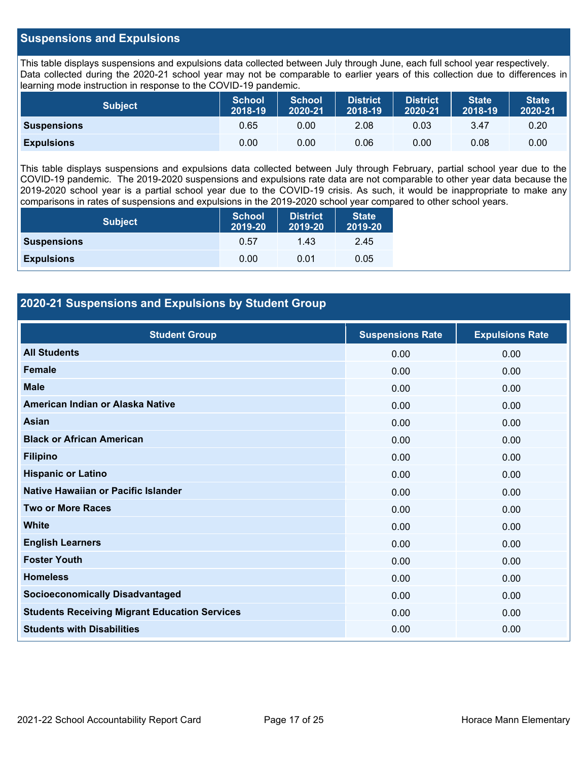## Suspensions and Expulsions

This table displays suspensions and expulsions data collected between July through June, each full school year respectively. Data collected during the 2020-21 school year may not be comparable to earlier years of this collection due to differences in learning mode instruction in response to the COVID-19 pandemic.

| Subject | School 2018-19 | School 2020-21 | District 2018-19 | District 2020-21 | State 2018-19 | State 2020-21 |
|---|---|---|---|---|---|---|
| **Suspensions** | 0.65 | 0.00 | 2.08 | 0.03 | 3.47 | 0.20 |
| **Expulsions** | 0.00 | 0.00 | 0.06 | 0.00 | 0.08 | 0.00 |

This table displays suspensions and expulsions data collected between July through February, partial school year due to the COVID-19 pandemic. The 2019-2020 suspensions and expulsions rate data are not comparable to other year data because the 2019-2020 school year is a partial school year due to the COVID-19 crisis. As such, it would be inappropriate to make any comparisons in rates of suspensions and expulsions in the 2019-2020 school year compared to other school years.

| Subject | School 2019-20 | District 2019-20 | State 2019-20 |
|---|---|---|---|
| **Suspensions** | 0.57 | 1.43 | 2.45 |
| **Expulsions** | 0.00 | 0.01 | 0.05 |

## 2020-21 Suspensions and Expulsions by Student Group

| Student Group | Suspensions Rate | Expulsions Rate |
|---|---|---|
| **All Students** | 0.00 | 0.00 |
| **Female** | 0.00 | 0.00 |
| **Male** | 0.00 | 0.00 |
| **American Indian or Alaska Native** | 0.00 | 0.00 |
| **Asian** | 0.00 | 0.00 |
| **Black or African American** | 0.00 | 0.00 |
| **Filipino** | 0.00 | 0.00 |
| **Hispanic or Latino** | 0.00 | 0.00 |
| **Native Hawaiian or Pacific Islander** | 0.00 | 0.00 |
| **Two or More Races** | 0.00 | 0.00 |
| **White** | 0.00 | 0.00 |
| **English Learners** | 0.00 | 0.00 |
| **Foster Youth** | 0.00 | 0.00 |
| **Homeless** | 0.00 | 0.00 |
| **Socioeconomically Disadvantaged** | 0.00 | 0.00 |
| **Students Receiving Migrant Education Services** | 0.00 | 0.00 |
| **Students with Disabilities** | 0.00 | 0.00 |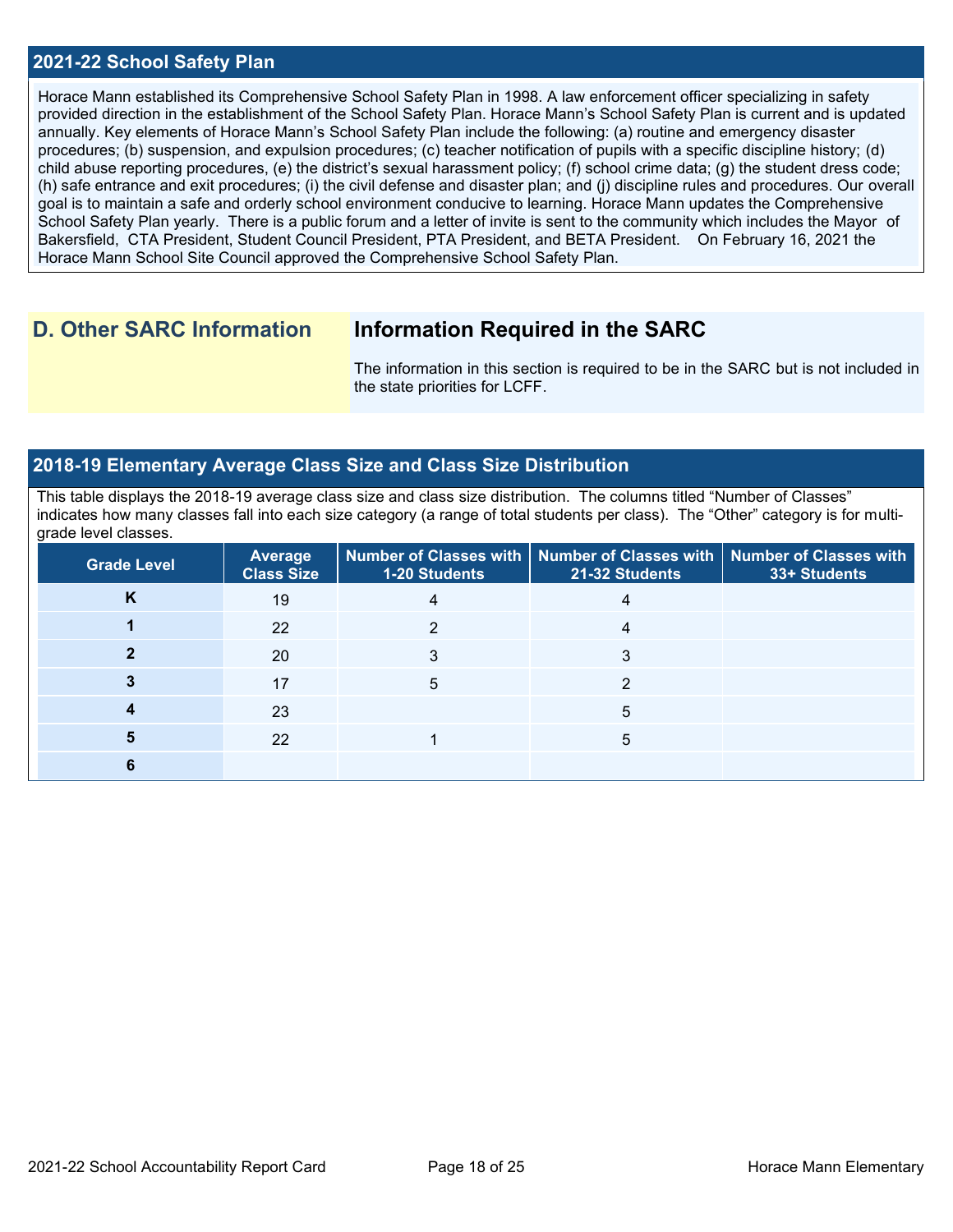## 2021-22 School Safety Plan

Horace Mann established its Comprehensive School Safety Plan in 1998. A law enforcement officer specializing in safety provided direction in the establishment of the School Safety Plan. Horace Mann's School Safety Plan is current and is updated annually. Key elements of Horace Mann's School Safety Plan include the following: (a) routine and emergency disaster procedures; (b) suspension, and expulsion procedures; (c) teacher notification of pupils with a specific discipline history; (d) child abuse reporting procedures, (e) the district's sexual harassment policy; (f) school crime data; (g) the student dress code; (h) safe entrance and exit procedures; (i) the civil defense and disaster plan; and (j) discipline rules and procedures. Our overall goal is to maintain a safe and orderly school environment conducive to learning. Horace Mann updates the Comprehensive School Safety Plan yearly. There is a public forum and a letter of invite is sent to the community which includes the Mayor of Bakersfield, CTA President, Student Council President, PTA President, and BETA President. On February 16, 2021 the Horace Mann School Site Council approved the Comprehensive School Safety Plan.

## D. Other SARC Information

## Information Required in the SARC

The information in this section is required to be in the SARC but is not included in the state priorities for LCFF.

## 2018-19 Elementary Average Class Size and Class Size Distribution

This table displays the 2018-19 average class size and class size distribution. The columns titled "Number of Classes" indicates how many classes fall into each size category (a range of total students per class). The "Other" category is for multi-grade level classes.

| Grade Level | Average Class Size | Number of Classes with 1-20 Students | Number of Classes with 21-32 Students | Number of Classes with 33+ Students |
|---|---|---|---|---|
| K | 19 | 4 | 4 | |
| 1 | 22 | 2 | 4 | |
| 2 | 20 | 3 | 3 | |
| 3 | 17 | 5 | 2 | |
| 4 | 23 | | 5 | |
| 5 | 22 | 1 | 5 | |
| 6 | | | | |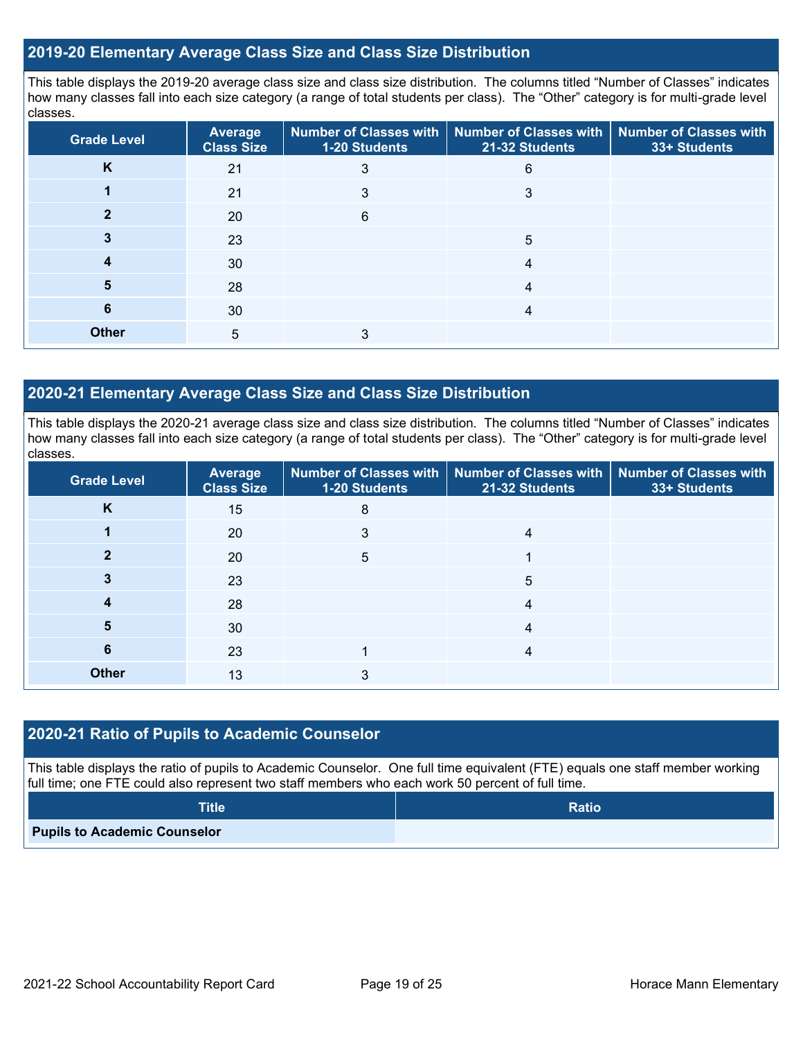## 2019-20 Elementary Average Class Size and Class Size Distribution

This table displays the 2019-20 average class size and class size distribution. The columns titled "Number of Classes" indicates how many classes fall into each size category (a range of total students per class). The "Other" category is for multi-grade level classes.

| Grade Level | Average Class Size | Number of Classes with 1-20 Students | Number of Classes with 21-32 Students | Number of Classes with 33+ Students |
|---|---|---|---|---|
| K | 21 | 3 | 6 | |
| 1 | 21 | 3 | 3 | |
| 2 | 20 | 6 | | |
| 3 | 23 | | 5 | |
| 4 | 30 | | 4 | |
| 5 | 28 | | 4 | |
| 6 | 30 | | 4 | |
| Other | 5 | 3 | | |

## 2020-21 Elementary Average Class Size and Class Size Distribution

This table displays the 2020-21 average class size and class size distribution. The columns titled "Number of Classes" indicates how many classes fall into each size category (a range of total students per class). The "Other" category is for multi-grade level classes.

| Grade Level | Average Class Size | Number of Classes with 1-20 Students | Number of Classes with 21-32 Students | Number of Classes with 33+ Students |
|---|---|---|---|---|
| K | 15 | 8 | | |
| 1 | 20 | 3 | 4 | |
| 2 | 20 | 5 | 1 | |
| 3 | 23 | | 5 | |
| 4 | 28 | | 4 | |
| 5 | 30 | | 4 | |
| 6 | 23 | 1 | 4 | |
| Other | 13 | 3 | | |

## 2020-21 Ratio of Pupils to Academic Counselor

This table displays the ratio of pupils to Academic Counselor. One full time equivalent (FTE) equals one staff member working full time; one FTE could also represent two staff members who each work 50 percent of full time.

| Title | Ratio |
|---|---|
| Pupils to Academic Counselor | |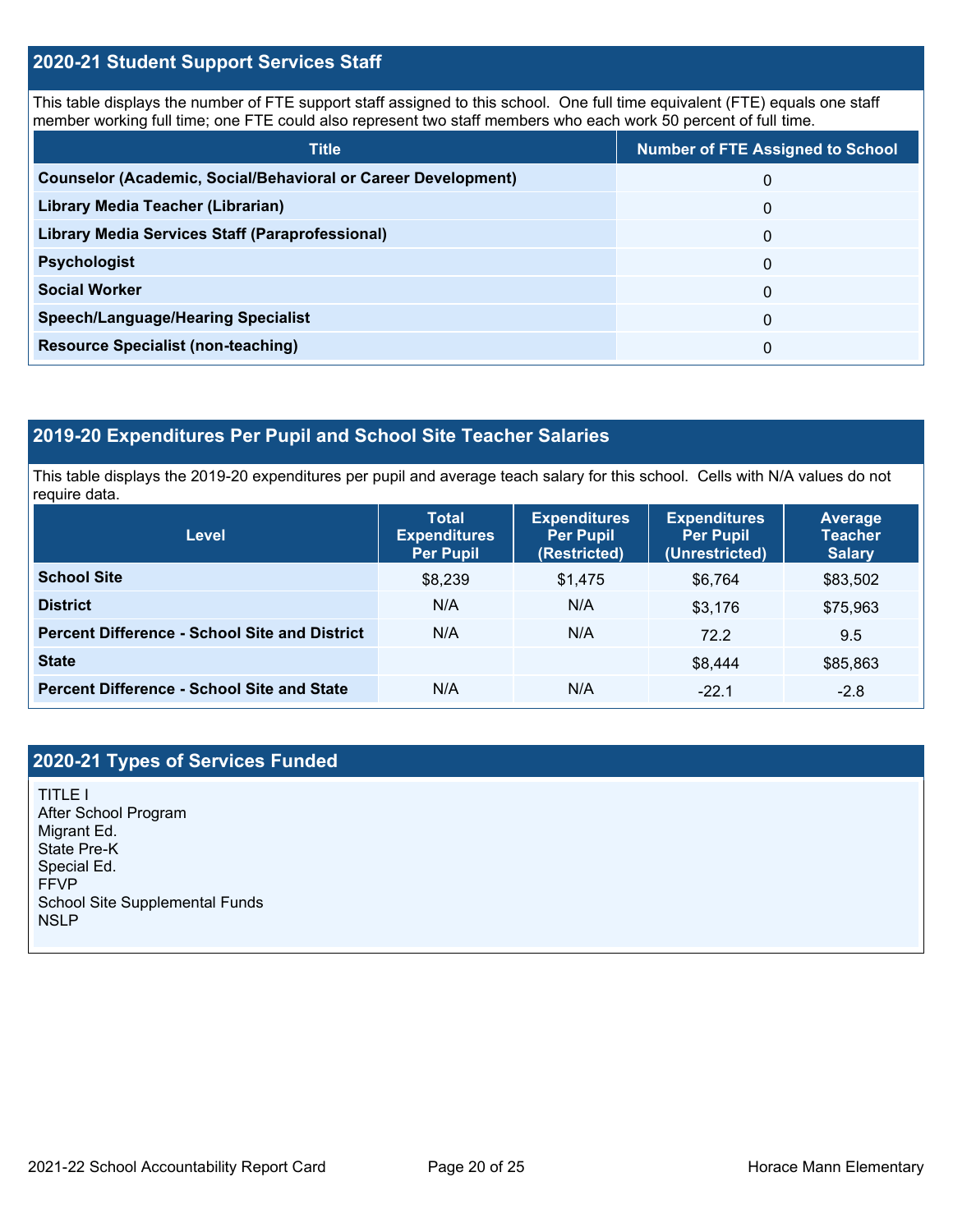## 2020-21 Student Support Services Staff

This table displays the number of FTE support staff assigned to this school. One full time equivalent (FTE) equals one staff member working full time; one FTE could also represent two staff members who each work 50 percent of full time.

| Title | Number of FTE Assigned to School |
| --- | --- |
| **Counselor (Academic, Social/Behavioral or Career Development)** | 0 |
| **Library Media Teacher (Librarian)** | 0 |
| **Library Media Services Staff (Paraprofessional)** | 0 |
| **Psychologist** | 0 |
| **Social Worker** | 0 |
| **Speech/Language/Hearing Specialist** | 0 |
| **Resource Specialist (non-teaching)** | 0 |

## 2019-20 Expenditures Per Pupil and School Site Teacher Salaries

This table displays the 2019-20 expenditures per pupil and average teach salary for this school. Cells with N/A values do not require data.

| Level | Total Expenditures Per Pupil | Expenditures Per Pupil (Restricted) | Expenditures Per Pupil (Unrestricted) | Average Teacher Salary |
| --- | --- | --- | --- | --- |
| **School Site** | $8,239 | $1,475 | $6,764 | $83,502 |
| **District** | N/A | N/A | $3,176 | $75,963 |
| **Percent Difference - School Site and District** | N/A | N/A | 72.2 | 9.5 |
| **State** | | | $8,444 | $85,863 |
| **Percent Difference - School Site and State** | N/A | N/A | -22.1 | -2.8 |

## 2020-21 Types of Services Funded

TITLE I
After School Program
Migrant Ed.
State Pre-K
Special Ed.
FFVP
School Site Supplemental Funds
NSLP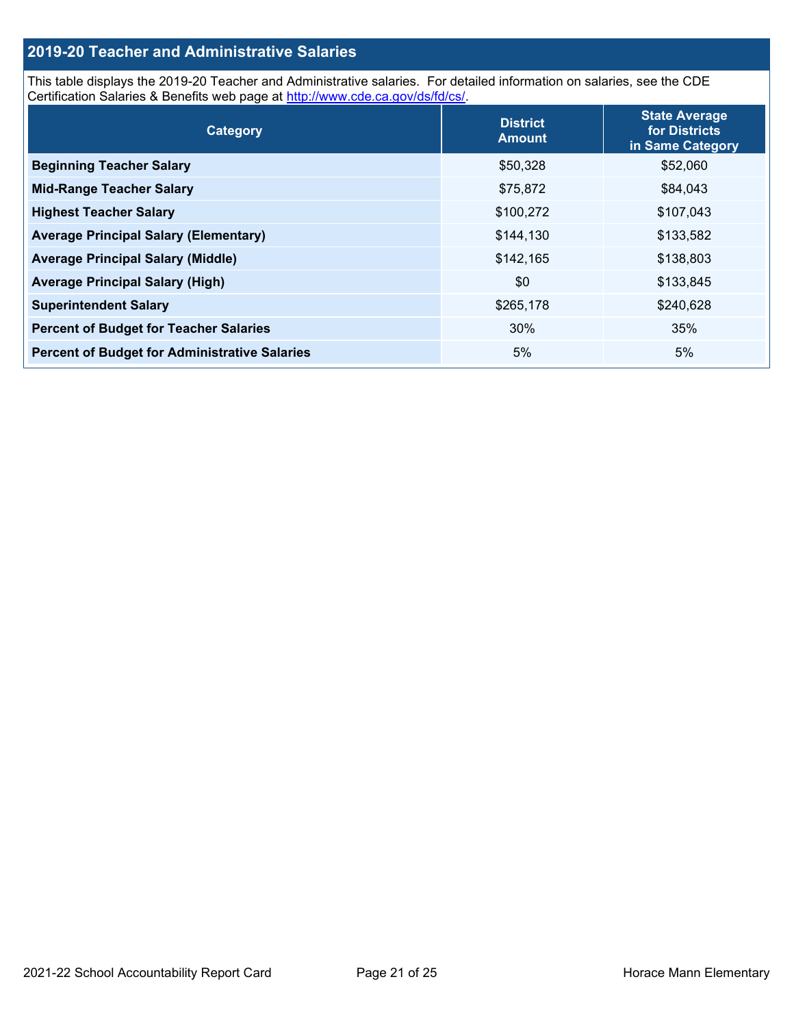## 2019-20 Teacher and Administrative Salaries

This table displays the 2019-20 Teacher and Administrative salaries. For detailed information on salaries, see the CDE Certification Salaries & Benefits web page at http://www.cde.ca.gov/ds/fd/cs/.

| Category | District Amount | State Average for Districts in Same Category |
|---|---|---|
| **Beginning Teacher Salary** | $50,328 | $52,060 |
| **Mid-Range Teacher Salary** | $75,872 | $84,043 |
| **Highest Teacher Salary** | $100,272 | $107,043 |
| **Average Principal Salary (Elementary)** | $144,130 | $133,582 |
| **Average Principal Salary (Middle)** | $142,165 | $138,803 |
| **Average Principal Salary (High)** | $0 | $133,845 |
| **Superintendent Salary** | $265,178 | $240,628 |
| **Percent of Budget for Teacher Salaries** | 30% | 35% |
| **Percent of Budget for Administrative Salaries** | 5% | 5% |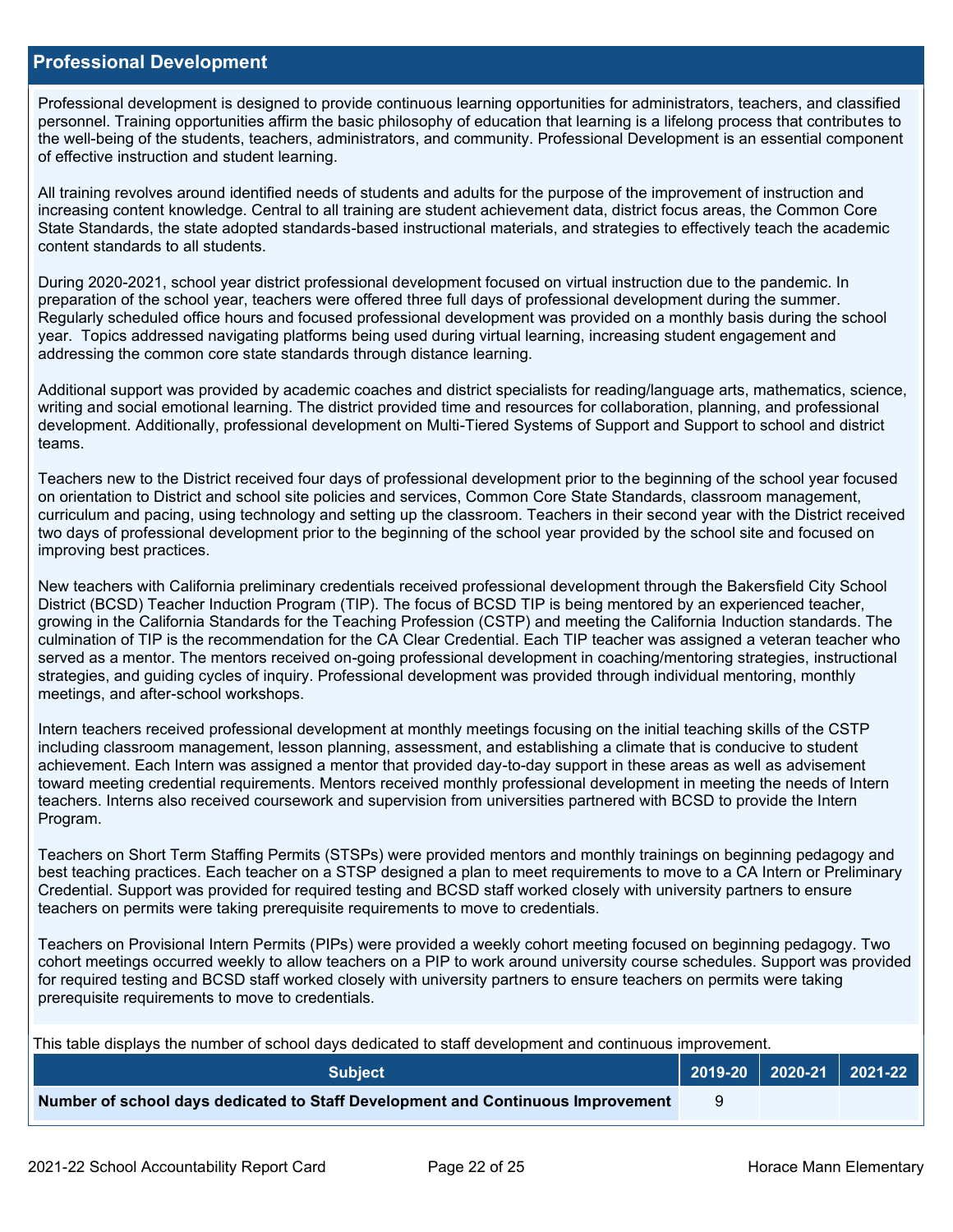## Professional Development

Professional development is designed to provide continuous learning opportunities for administrators, teachers, and classified personnel. Training opportunities affirm the basic philosophy of education that learning is a lifelong process that contributes to the well-being of the students, teachers, administrators, and community. Professional Development is an essential component of effective instruction and student learning.

All training revolves around identified needs of students and adults for the purpose of the improvement of instruction and increasing content knowledge. Central to all training are student achievement data, district focus areas, the Common Core State Standards, the state adopted standards-based instructional materials, and strategies to effectively teach the academic content standards to all students.

During 2020-2021, school year district professional development focused on virtual instruction due to the pandemic. In preparation of the school year, teachers were offered three full days of professional development during the summer. Regularly scheduled office hours and focused professional development was provided on a monthly basis during the school year. Topics addressed navigating platforms being used during virtual learning, increasing student engagement and addressing the common core state standards through distance learning.

Additional support was provided by academic coaches and district specialists for reading/language arts, mathematics, science, writing and social emotional learning. The district provided time and resources for collaboration, planning, and professional development. Additionally, professional development on Multi-Tiered Systems of Support and Support to school and district teams.

Teachers new to the District received four days of professional development prior to the beginning of the school year focused on orientation to District and school site policies and services, Common Core State Standards, classroom management, curriculum and pacing, using technology and setting up the classroom. Teachers in their second year with the District received two days of professional development prior to the beginning of the school year provided by the school site and focused on improving best practices.

New teachers with California preliminary credentials received professional development through the Bakersfield City School District (BCSD) Teacher Induction Program (TIP). The focus of BCSD TIP is being mentored by an experienced teacher, growing in the California Standards for the Teaching Profession (CSTP) and meeting the California Induction standards. The culmination of TIP is the recommendation for the CA Clear Credential. Each TIP teacher was assigned a veteran teacher who served as a mentor. The mentors received on-going professional development in coaching/mentoring strategies, instructional strategies, and guiding cycles of inquiry. Professional development was provided through individual mentoring, monthly meetings, and after-school workshops.

Intern teachers received professional development at monthly meetings focusing on the initial teaching skills of the CSTP including classroom management, lesson planning, assessment, and establishing a climate that is conducive to student achievement. Each Intern was assigned a mentor that provided day-to-day support in these areas as well as advisement toward meeting credential requirements. Mentors received monthly professional development in meeting the needs of Intern teachers. Interns also received coursework and supervision from universities partnered with BCSD to provide the Intern Program.

Teachers on Short Term Staffing Permits (STSPs) were provided mentors and monthly trainings on beginning pedagogy and best teaching practices. Each teacher on a STSP designed a plan to meet requirements to move to a CA Intern or Preliminary Credential. Support was provided for required testing and BCSD staff worked closely with university partners to ensure teachers on permits were taking prerequisite requirements to move to credentials.

Teachers on Provisional Intern Permits (PIPs) were provided a weekly cohort meeting focused on beginning pedagogy. Two cohort meetings occurred weekly to allow teachers on a PIP to work around university course schedules. Support was provided for required testing and BCSD staff worked closely with university partners to ensure teachers on permits were taking prerequisite requirements to move to credentials.

This table displays the number of school days dedicated to staff development and continuous improvement.

| Subject | 2019-20 | 2020-21 | 2021-22 |
|---|---|---|---|
| **Number of school days dedicated to Staff Development and Continuous Improvement** | 9 | | |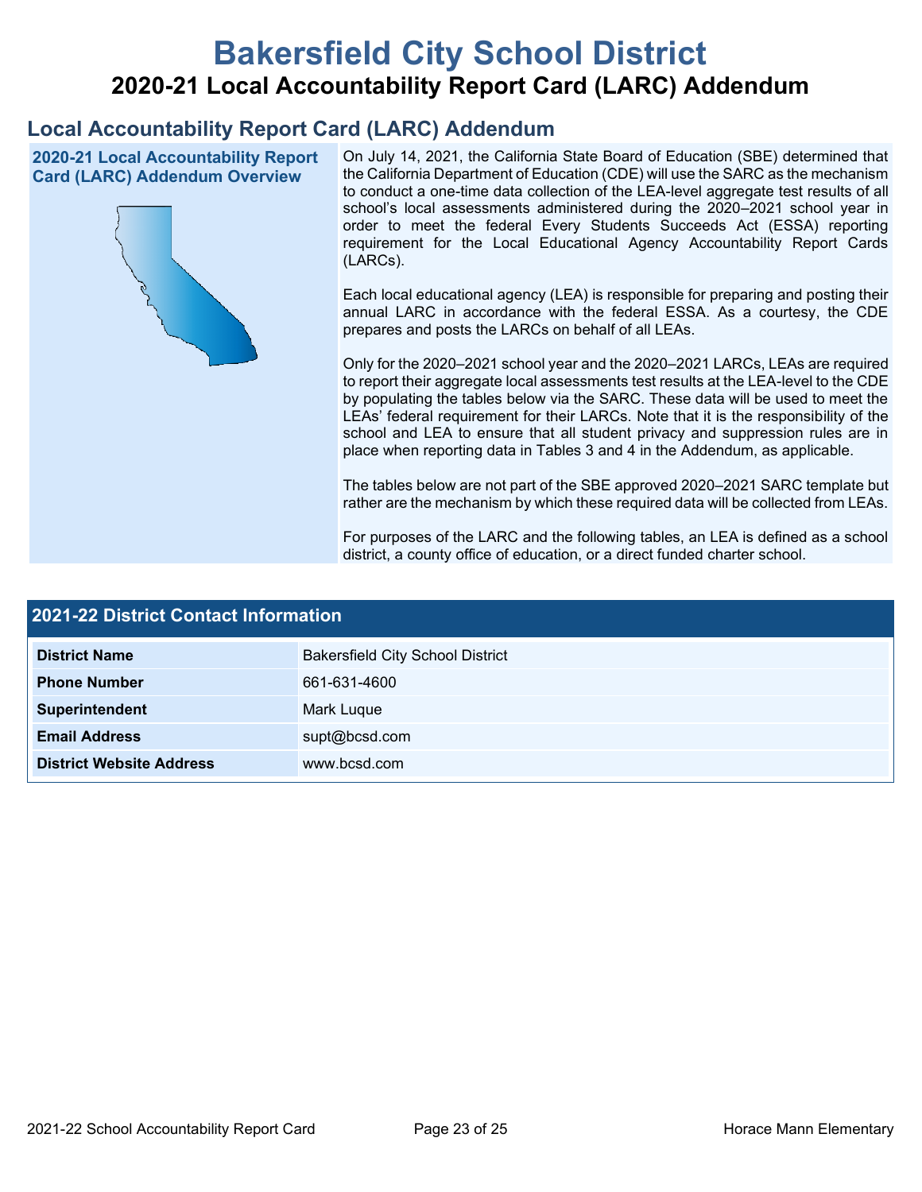# Bakersfield City School District

## 2020-21 Local Accountability Report Card (LARC) Addendum

## Local Accountability Report Card (LARC) Addendum

### 2020-21 Local Accountability Report Card (LARC) Addendum Overview

On July 14, 2021, the California State Board of Education (SBE) determined that the California Department of Education (CDE) will use the SARC as the mechanism to conduct a one-time data collection of the LEA-level aggregate test results of all school's local assessments administered during the 2020–2021 school year in order to meet the federal Every Students Succeeds Act (ESSA) reporting requirement for the Local Educational Agency Accountability Report Cards (LARCs).

Each local educational agency (LEA) is responsible for preparing and posting their annual LARC in accordance with the federal ESSA. As a courtesy, the CDE prepares and posts the LARCs on behalf of all LEAs.

Only for the 2020–2021 school year and the 2020–2021 LARCs, LEAs are required to report their aggregate local assessments test results at the LEA-level to the CDE by populating the tables below via the SARC. These data will be used to meet the LEAs' federal requirement for their LARCs. Note that it is the responsibility of the school and LEA to ensure that all student privacy and suppression rules are in place when reporting data in Tables 3 and 4 in the Addendum, as applicable.

The tables below are not part of the SBE approved 2020–2021 SARC template but rather are the mechanism by which these required data will be collected from LEAs.

For purposes of the LARC and the following tables, an LEA is defined as a school district, a county office of education, or a direct funded charter school.

### 2021-22 District Contact Information

| 2021-22 District Contact Information | |
|---|---|
| **District Name** | Bakersfield City School District |
| **Phone Number** | 661-631-4600 |
| **Superintendent** | Mark Luque |
| **Email Address** | supt@bcsd.com |
| **District Website Address** | www.bcsd.com |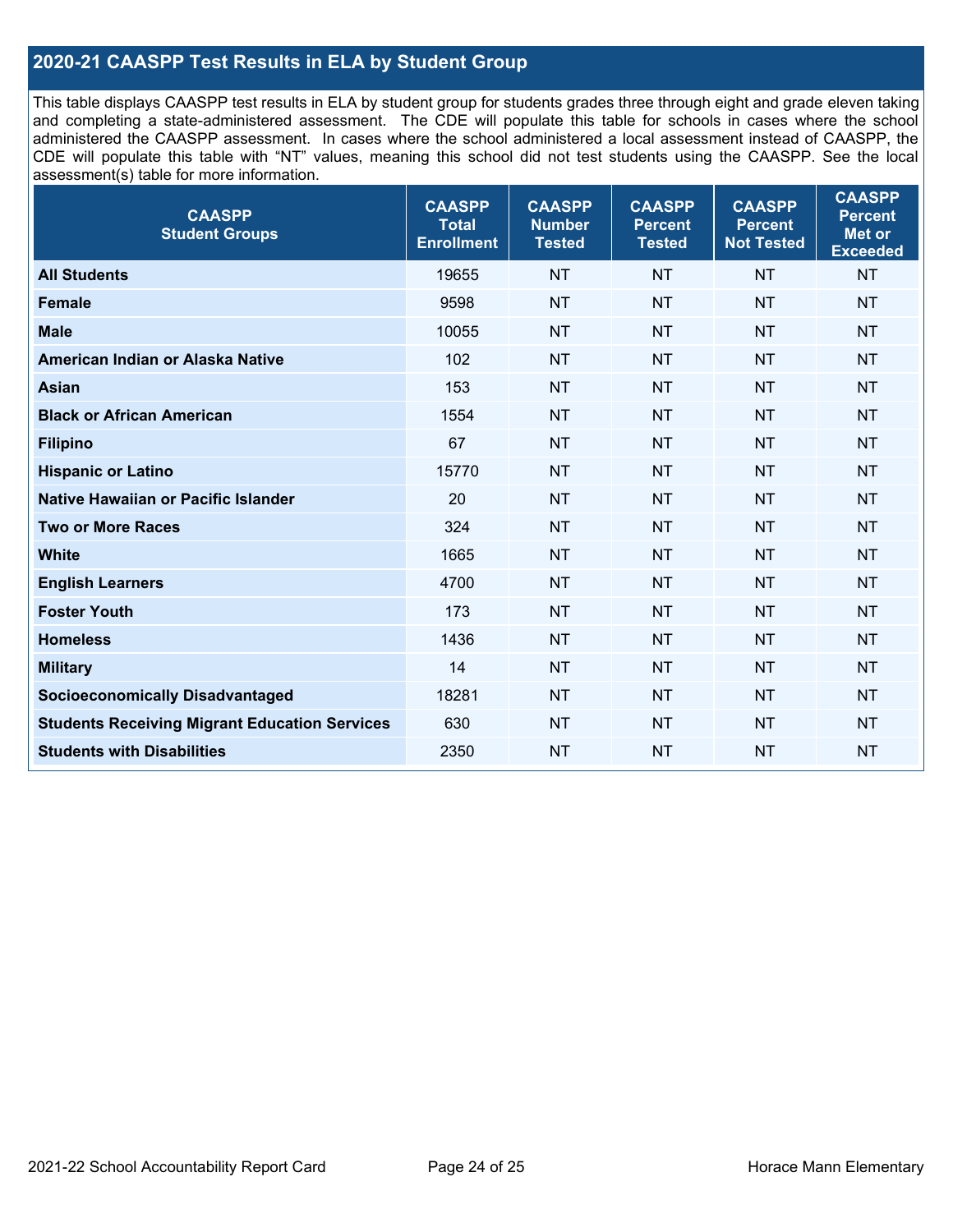## 2020-21 CAASPP Test Results in ELA by Student Group

This table displays CAASPP test results in ELA by student group for students grades three through eight and grade eleven taking and completing a state-administered assessment. The CDE will populate this table for schools in cases where the school administered the CAASPP assessment. In cases where the school administered a local assessment instead of CAASPP, the CDE will populate this table with "NT" values, meaning this school did not test students using the CAASPP. See the local assessment(s) table for more information.

| CAASPP Student Groups | CAASPP Total Enrollment | CAASPP Number Tested | CAASPP Percent Tested | CAASPP Percent Not Tested | CAASPP Percent Met or Exceeded |
|---|---|---|---|---|---|
| **All Students** | 19655 | NT | NT | NT | NT |
| **Female** | 9598 | NT | NT | NT | NT |
| **Male** | 10055 | NT | NT | NT | NT |
| **American Indian or Alaska Native** | 102 | NT | NT | NT | NT |
| **Asian** | 153 | NT | NT | NT | NT |
| **Black or African American** | 1554 | NT | NT | NT | NT |
| **Filipino** | 67 | NT | NT | NT | NT |
| **Hispanic or Latino** | 15770 | NT | NT | NT | NT |
| **Native Hawaiian or Pacific Islander** | 20 | NT | NT | NT | NT |
| **Two or More Races** | 324 | NT | NT | NT | NT |
| **White** | 1665 | NT | NT | NT | NT |
| **English Learners** | 4700 | NT | NT | NT | NT |
| **Foster Youth** | 173 | NT | NT | NT | NT |
| **Homeless** | 1436 | NT | NT | NT | NT |
| **Military** | 14 | NT | NT | NT | NT |
| **Socioeconomically Disadvantaged** | 18281 | NT | NT | NT | NT |
| **Students Receiving Migrant Education Services** | 630 | NT | NT | NT | NT |
| **Students with Disabilities** | 2350 | NT | NT | NT | NT |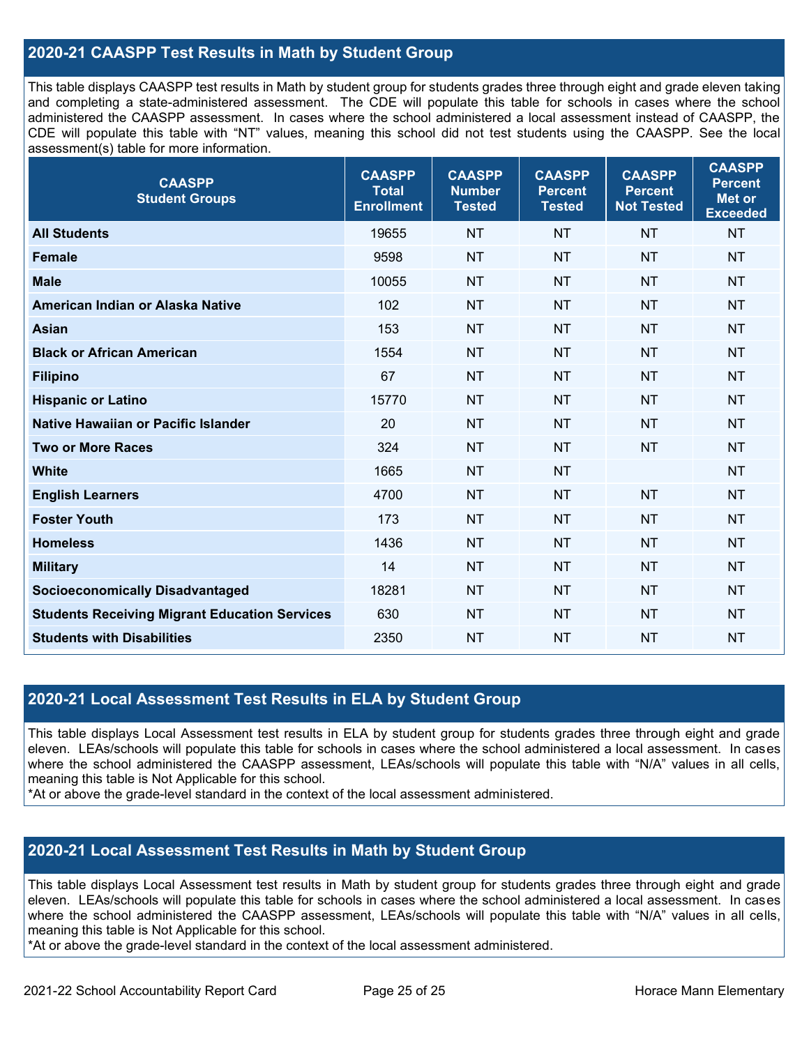## 2020-21 CAASPP Test Results in Math by Student Group

This table displays CAASPP test results in Math by student group for students grades three through eight and grade eleven taking and completing a state-administered assessment. The CDE will populate this table for schools in cases where the school administered the CAASPP assessment. In cases where the school administered a local assessment instead of CAASPP, the CDE will populate this table with "NT" values, meaning this school did not test students using the CAASPP. See the local assessment(s) table for more information.

| CAASPP Student Groups | CAASPP Total Enrollment | CAASPP Number Tested | CAASPP Percent Tested | CAASPP Percent Not Tested | CAASPP Percent Met or Exceeded |
|---|---|---|---|---|---|
| All Students | 19655 | NT | NT | NT | NT |
| Female | 9598 | NT | NT | NT | NT |
| Male | 10055 | NT | NT | NT | NT |
| American Indian or Alaska Native | 102 | NT | NT | NT | NT |
| Asian | 153 | NT | NT | NT | NT |
| Black or African American | 1554 | NT | NT | NT | NT |
| Filipino | 67 | NT | NT | NT | NT |
| Hispanic or Latino | 15770 | NT | NT | NT | NT |
| Native Hawaiian or Pacific Islander | 20 | NT | NT | NT | NT |
| Two or More Races | 324 | NT | NT | NT | NT |
| White | 1665 | NT | NT | | NT |
| English Learners | 4700 | NT | NT | NT | NT |
| Foster Youth | 173 | NT | NT | NT | NT |
| Homeless | 1436 | NT | NT | NT | NT |
| Military | 14 | NT | NT | NT | NT |
| Socioeconomically Disadvantaged | 18281 | NT | NT | NT | NT |
| Students Receiving Migrant Education Services | 630 | NT | NT | NT | NT |
| Students with Disabilities | 2350 | NT | NT | NT | NT |

## 2020-21 Local Assessment Test Results in ELA by Student Group

This table displays Local Assessment test results in ELA by student group for students grades three through eight and grade eleven. LEAs/schools will populate this table for schools in cases where the school administered a local assessment. In cases where the school administered the CAASPP assessment, LEAs/schools will populate this table with "N/A" values in all cells, meaning this table is Not Applicable for this school.

*At or above the grade-level standard in the context of the local assessment administered.

## 2020-21 Local Assessment Test Results in Math by Student Group

This table displays Local Assessment test results in Math by student group for students grades three through eight and grade eleven. LEAs/schools will populate this table for schools in cases where the school administered a local assessment. In cases where the school administered the CAASPP assessment, LEAs/schools will populate this table with "N/A" values in all cells, meaning this table is Not Applicable for this school.

*At or above the grade-level standard in the context of the local assessment administered.